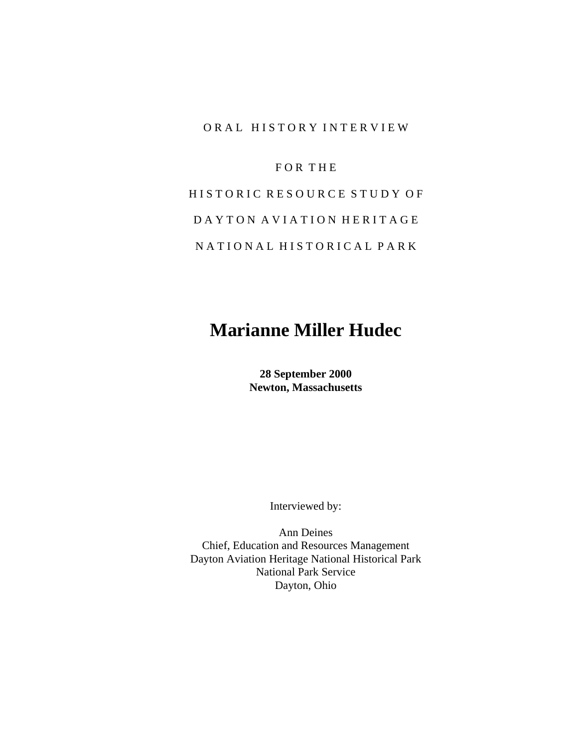ORAL HISTORY INTERVIEW

FOR THE

HISTORIC RESOURCE STUDY OF

DAYTON AVIATION HERITAGE

NATIONAL HISTORICAL PARK

# Marianne Miller Hudec

**28 September 2000**
**Newton, Massachusetts**

Interviewed by:

Ann Deines
Chief, Education and Resources Management
Dayton Aviation Heritage National Historical Park
National Park Service
Dayton, Ohio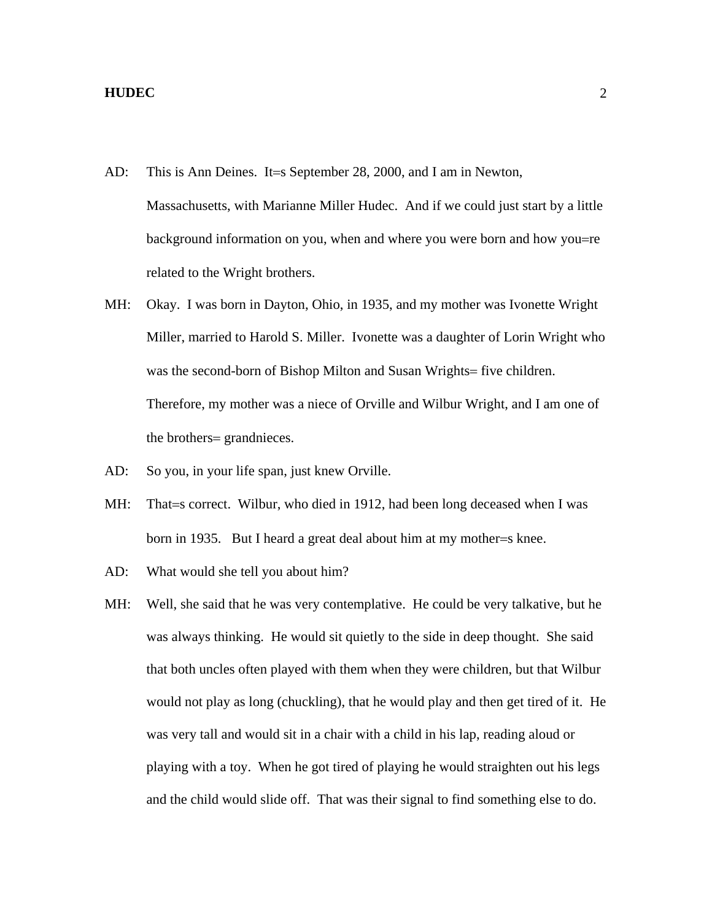AD: This is Ann Deines. It=s September 28, 2000, and I am in Newton, Massachusetts, with Marianne Miller Hudec. And if we could just start by a little background information on you, when and where you were born and how you=re related to the Wright brothers.

MH: Okay. I was born in Dayton, Ohio, in 1935, and my mother was Ivonette Wright Miller, married to Harold S. Miller. Ivonette was a daughter of Lorin Wright who was the second-born of Bishop Milton and Susan Wrights= five children. Therefore, my mother was a niece of Orville and Wilbur Wright, and I am one of the brothers= grandnieces.

AD: So you, in your life span, just knew Orville.

MH: That=s correct. Wilbur, who died in 1912, had been long deceased when I was born in 1935. But I heard a great deal about him at my mother=s knee.

AD: What would she tell you about him?

MH: Well, she said that he was very contemplative. He could be very talkative, but he was always thinking. He would sit quietly to the side in deep thought. She said that both uncles often played with them when they were children, but that Wilbur would not play as long (chuckling), that he would play and then get tired of it. He was very tall and would sit in a chair with a child in his lap, reading aloud or playing with a toy. When he got tired of playing he would straighten out his legs and the child would slide off. That was their signal to find something else to do.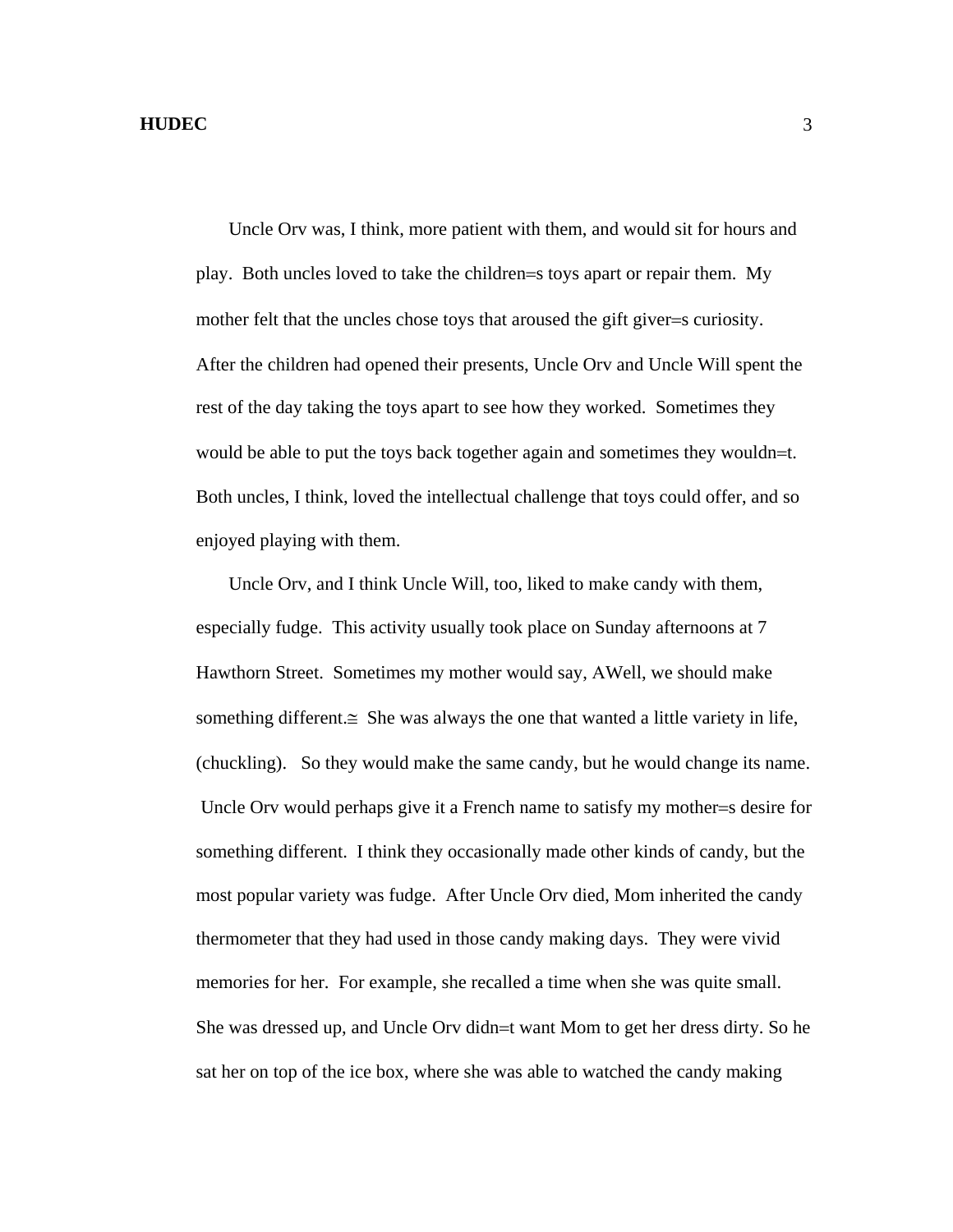Uncle Orv was, I think, more patient with them, and would sit for hours and play. Both uncles loved to take the children=s toys apart or repair them. My mother felt that the uncles chose toys that aroused the gift giver=s curiosity. After the children had opened their presents, Uncle Orv and Uncle Will spent the rest of the day taking the toys apart to see how they worked. Sometimes they would be able to put the toys back together again and sometimes they wouldn=t. Both uncles, I think, loved the intellectual challenge that toys could offer, and so enjoyed playing with them.

Uncle Orv, and I think Uncle Will, too, liked to make candy with them, especially fudge. This activity usually took place on Sunday afternoons at 7 Hawthorn Street. Sometimes my mother would say, AWell, we should make something different.≅ She was always the one that wanted a little variety in life, (chuckling). So they would make the same candy, but he would change its name. Uncle Orv would perhaps give it a French name to satisfy my mother=s desire for something different. I think they occasionally made other kinds of candy, but the most popular variety was fudge. After Uncle Orv died, Mom inherited the candy thermometer that they had used in those candy making days. They were vivid memories for her. For example, she recalled a time when she was quite small. She was dressed up, and Uncle Orv didn=t want Mom to get her dress dirty. So he sat her on top of the ice box, where she was able to watched the candy making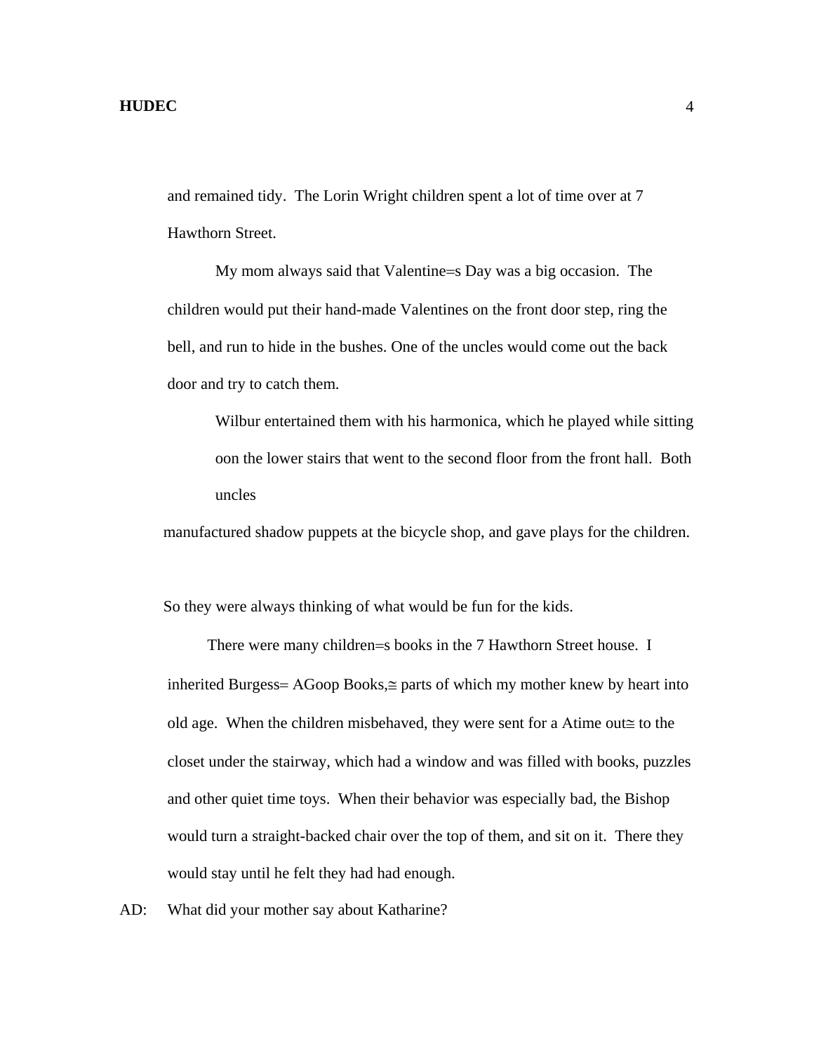and remained tidy.  The Lorin Wright children spent a lot of time over at 7 Hawthorn Street.

My mom always said that Valentine=s Day was a big occasion.  The children would put their hand-made Valentines on the front door step, ring the bell, and run to hide in the bushes. One of the uncles would come out the back door and try to catch them.

Wilbur entertained them with his harmonica, which he played while sitting oon the lower stairs that went to the second floor from the front hall.  Both uncles manufactured shadow puppets at the bicycle shop, and gave plays for the children.

So they were always thinking of what would be fun for the kids.

There were many children=s books in the 7 Hawthorn Street house.  I inherited Burgess= AGoop Books,≅ parts of which my mother knew by heart into old age.  When the children misbehaved, they were sent for a Atime out≅ to the closet under the stairway, which had a window and was filled with books, puzzles and other quiet time toys.  When their behavior was especially bad, the Bishop would turn a straight-backed chair over the top of them, and sit on it.  There they would stay until he felt they had had enough.

AD: What did your mother say about Katharine?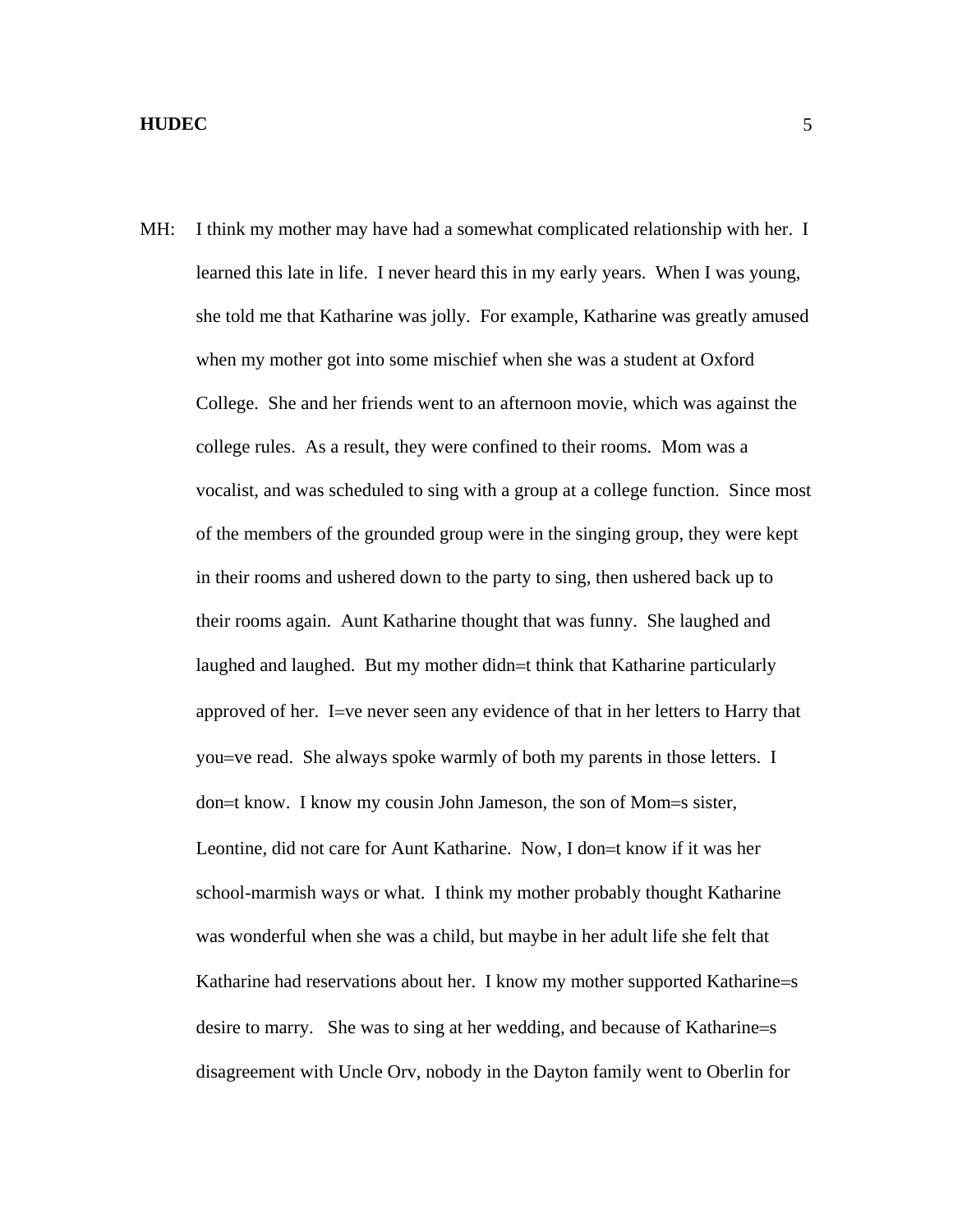MH: I think my mother may have had a somewhat complicated relationship with her. I learned this late in life. I never heard this in my early years. When I was young, she told me that Katharine was jolly. For example, Katharine was greatly amused when my mother got into some mischief when she was a student at Oxford College. She and her friends went to an afternoon movie, which was against the college rules. As a result, they were confined to their rooms. Mom was a vocalist, and was scheduled to sing with a group at a college function. Since most of the members of the grounded group were in the singing group, they were kept in their rooms and ushered down to the party to sing, then ushered back up to their rooms again. Aunt Katharine thought that was funny. She laughed and laughed and laughed. But my mother didn=t think that Katharine particularly approved of her. I=ve never seen any evidence of that in her letters to Harry that you=ve read. She always spoke warmly of both my parents in those letters. I don=t know. I know my cousin John Jameson, the son of Mom=s sister, Leontine, did not care for Aunt Katharine. Now, I don=t know if it was her school-marmish ways or what. I think my mother probably thought Katharine was wonderful when she was a child, but maybe in her adult life she felt that Katharine had reservations about her. I know my mother supported Katharine=s desire to marry. She was to sing at her wedding, and because of Katharine=s disagreement with Uncle Orv, nobody in the Dayton family went to Oberlin for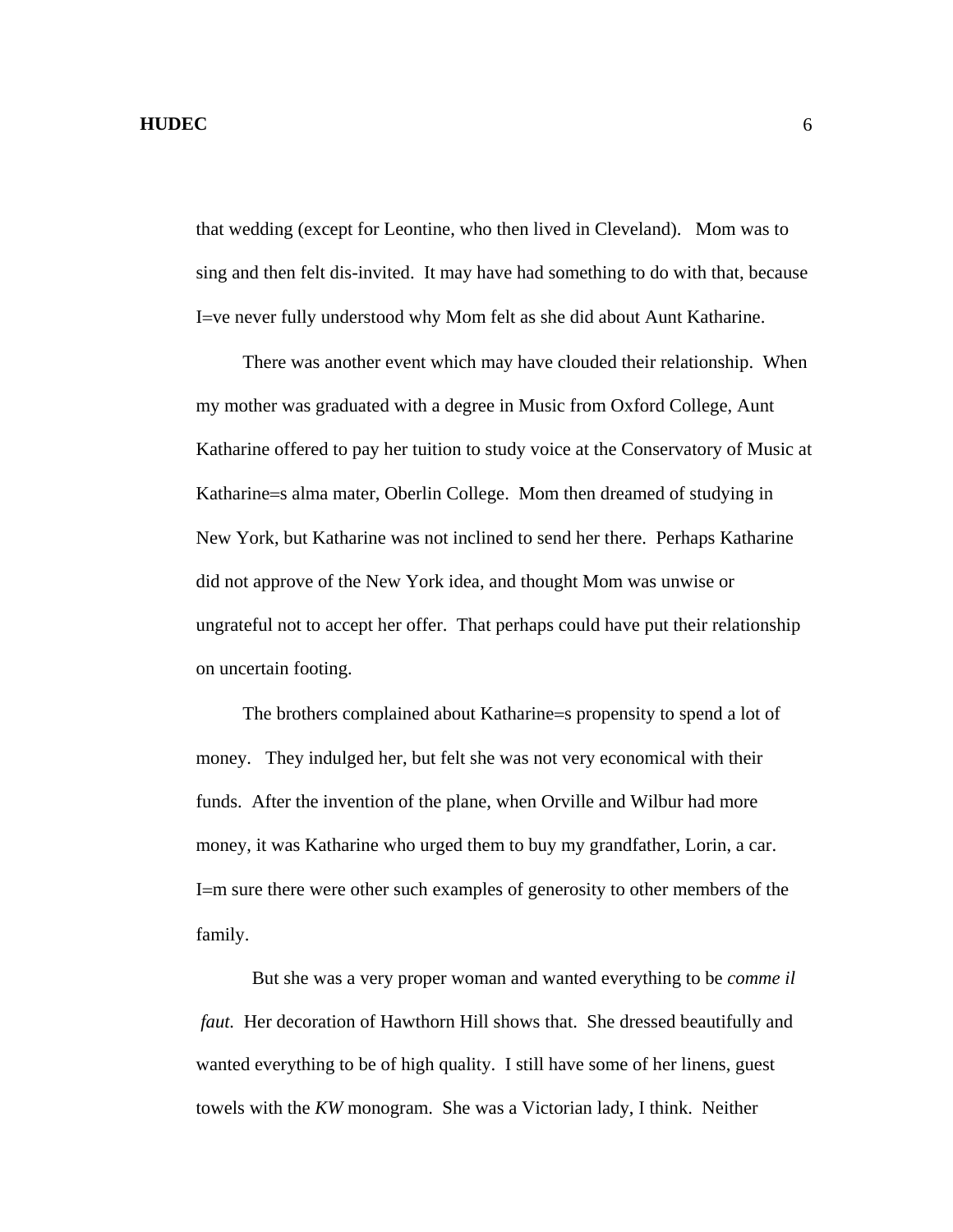that wedding (except for Leontine, who then lived in Cleveland). Mom was to sing and then felt dis-invited. It may have had something to do with that, because I=ve never fully understood why Mom felt as she did about Aunt Katharine.

There was another event which may have clouded their relationship. When my mother was graduated with a degree in Music from Oxford College, Aunt Katharine offered to pay her tuition to study voice at the Conservatory of Music at Katharine=s alma mater, Oberlin College. Mom then dreamed of studying in New York, but Katharine was not inclined to send her there. Perhaps Katharine did not approve of the New York idea, and thought Mom was unwise or ungrateful not to accept her offer. That perhaps could have put their relationship on uncertain footing.

The brothers complained about Katharine=s propensity to spend a lot of money. They indulged her, but felt she was not very economical with their funds. After the invention of the plane, when Orville and Wilbur had more money, it was Katharine who urged them to buy my grandfather, Lorin, a car. I=m sure there were other such examples of generosity to other members of the family.

But she was a very proper woman and wanted everything to be *comme il faut*. Her decoration of Hawthorn Hill shows that. She dressed beautifully and wanted everything to be of high quality. I still have some of her linens, guest towels with the *KW* monogram. She was a Victorian lady, I think. Neither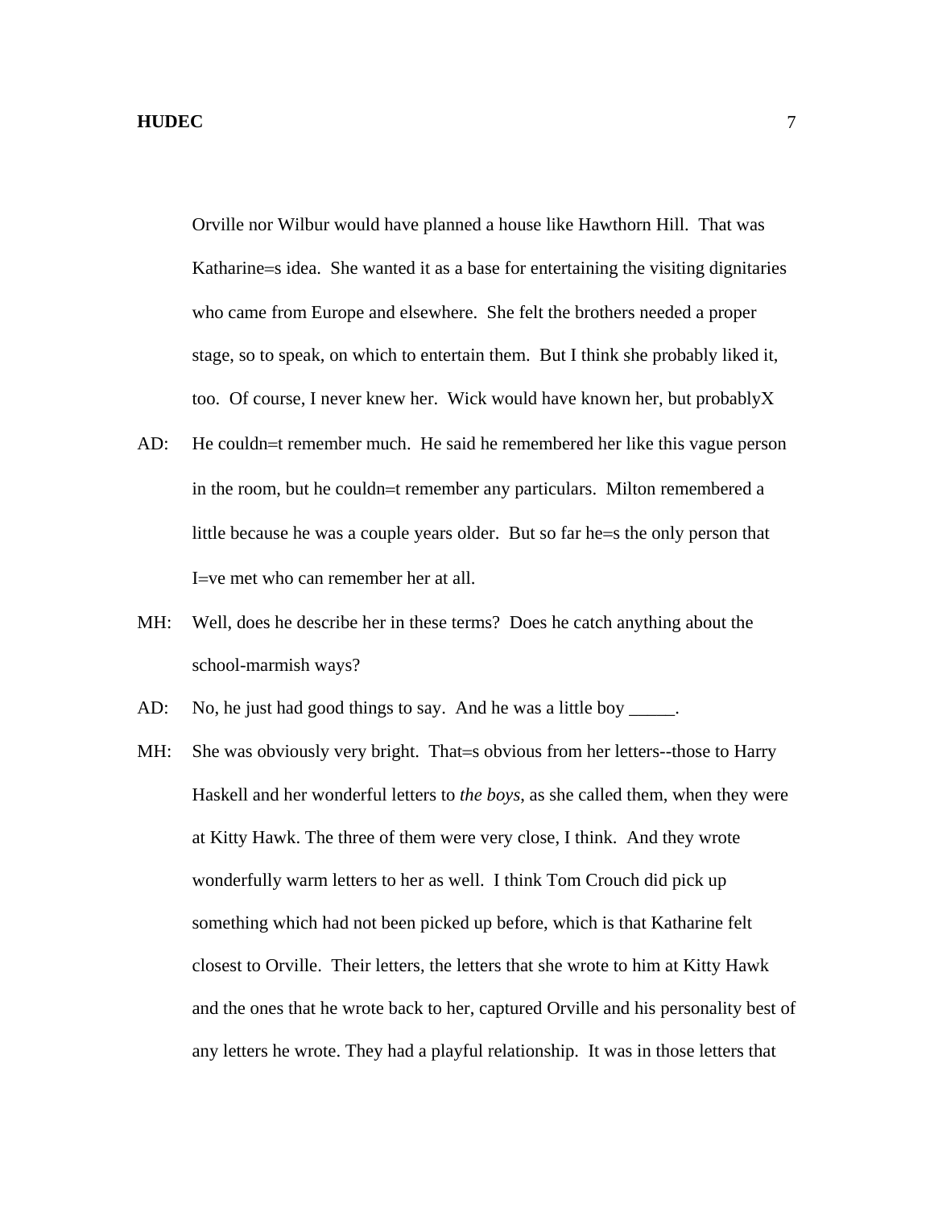Orville nor Wilbur would have planned a house like Hawthorn Hill. That was Katharine=s idea. She wanted it as a base for entertaining the visiting dignitaries who came from Europe and elsewhere. She felt the brothers needed a proper stage, so to speak, on which to entertain them. But I think she probably liked it, too. Of course, I never knew her. Wick would have known her, but probablyX

AD: He couldn=t remember much. He said he remembered her like this vague person in the room, but he couldn=t remember any particulars. Milton remembered a little because he was a couple years older. But so far he=s the only person that I=ve met who can remember her at all.

MH: Well, does he describe her in these terms? Does he catch anything about the school-marmish ways?

AD: No, he just had good things to say. And he was a little boy _____.

MH: She was obviously very bright. That=s obvious from her letters--those to Harry Haskell and her wonderful letters to *the boys*, as she called them, when they were at Kitty Hawk. The three of them were very close, I think. And they wrote wonderfully warm letters to her as well. I think Tom Crouch did pick up something which had not been picked up before, which is that Katharine felt closest to Orville. Their letters, the letters that she wrote to him at Kitty Hawk and the ones that he wrote back to her, captured Orville and his personality best of any letters he wrote. They had a playful relationship. It was in those letters that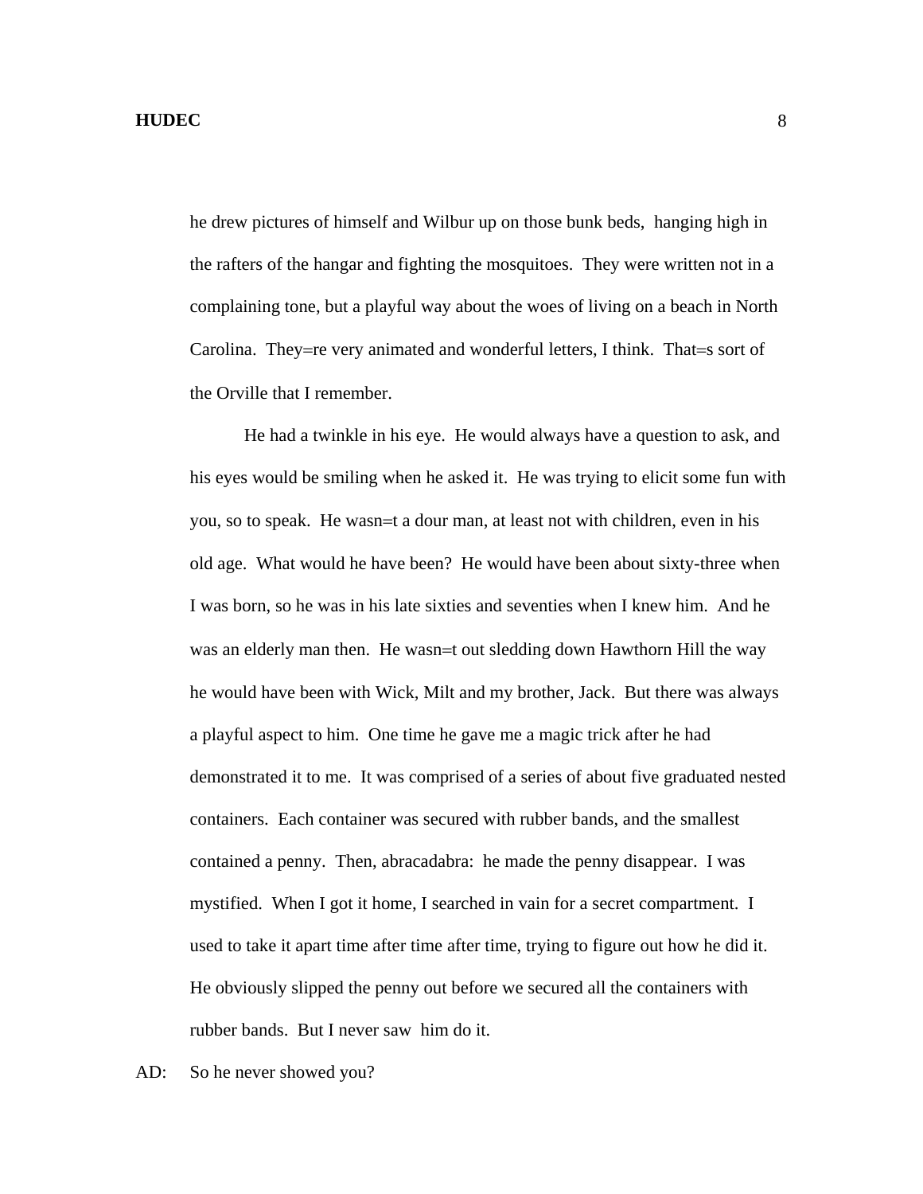he drew pictures of himself and Wilbur up on those bunk beds, hanging high in the rafters of the hangar and fighting the mosquitoes. They were written not in a complaining tone, but a playful way about the woes of living on a beach in North Carolina. They=re very animated and wonderful letters, I think. That=s sort of the Orville that I remember.

He had a twinkle in his eye. He would always have a question to ask, and his eyes would be smiling when he asked it. He was trying to elicit some fun with you, so to speak. He wasn=t a dour man, at least not with children, even in his old age. What would he have been? He would have been about sixty-three when I was born, so he was in his late sixties and seventies when I knew him. And he was an elderly man then. He wasn=t out sledding down Hawthorn Hill the way he would have been with Wick, Milt and my brother, Jack. But there was always a playful aspect to him. One time he gave me a magic trick after he had demonstrated it to me. It was comprised of a series of about five graduated nested containers. Each container was secured with rubber bands, and the smallest contained a penny. Then, abracadabra: he made the penny disappear. I was mystified. When I got it home, I searched in vain for a secret compartment. I used to take it apart time after time after time, trying to figure out how he did it. He obviously slipped the penny out before we secured all the containers with rubber bands. But I never saw him do it.

AD: So he never showed you?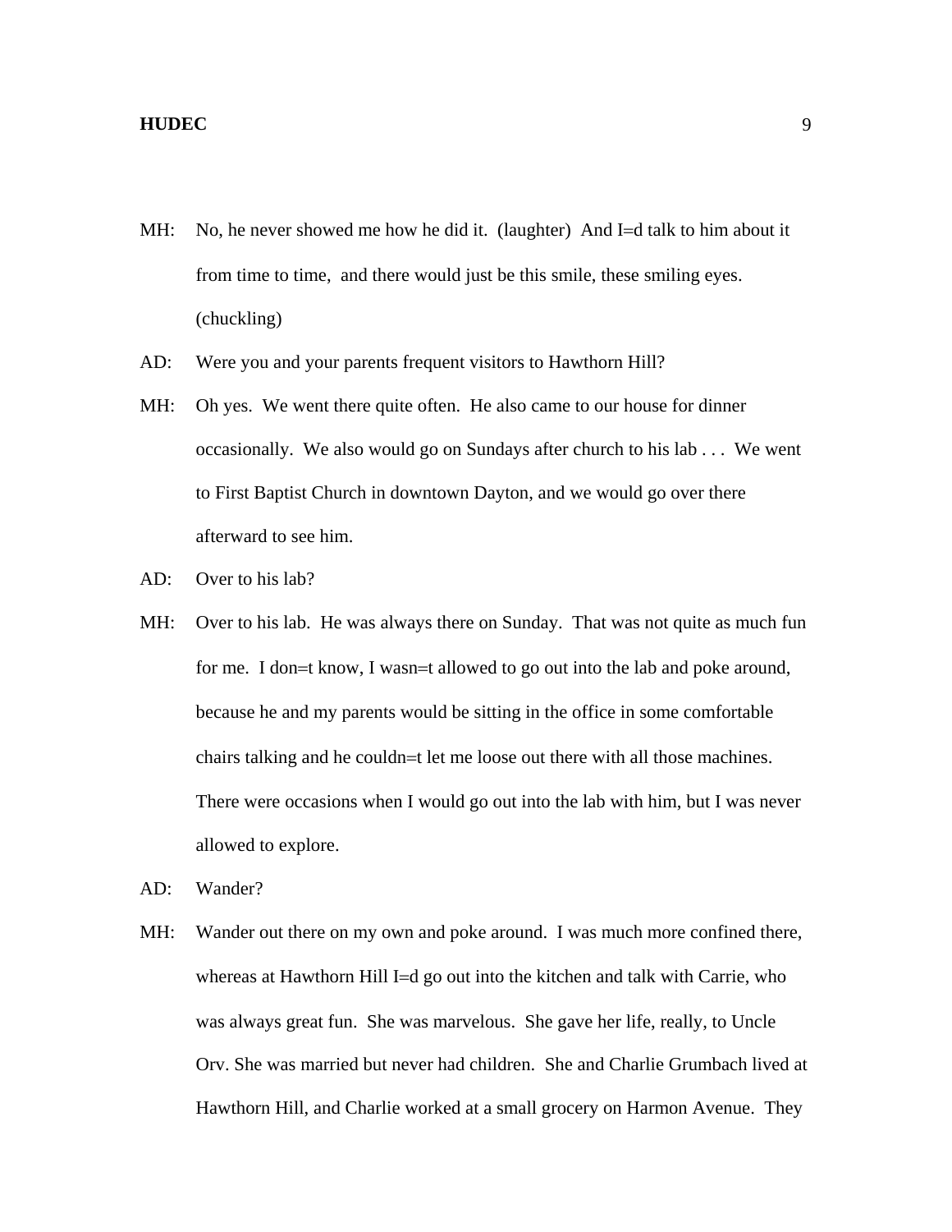MH: No, he never showed me how he did it. (laughter) And I=d talk to him about it from time to time, and there would just be this smile, these smiling eyes. (chuckling)

AD: Were you and your parents frequent visitors to Hawthorn Hill?

MH: Oh yes. We went there quite often. He also came to our house for dinner occasionally. We also would go on Sundays after church to his lab . . . We went to First Baptist Church in downtown Dayton, and we would go over there afterward to see him.

AD: Over to his lab?

MH: Over to his lab. He was always there on Sunday. That was not quite as much fun for me. I don=t know, I wasn=t allowed to go out into the lab and poke around, because he and my parents would be sitting in the office in some comfortable chairs talking and he couldn=t let me loose out there with all those machines. There were occasions when I would go out into the lab with him, but I was never allowed to explore.

AD: Wander?

MH: Wander out there on my own and poke around. I was much more confined there, whereas at Hawthorn Hill I=d go out into the kitchen and talk with Carrie, who was always great fun. She was marvelous. She gave her life, really, to Uncle Orv. She was married but never had children. She and Charlie Grumbach lived at Hawthorn Hill, and Charlie worked at a small grocery on Harmon Avenue. They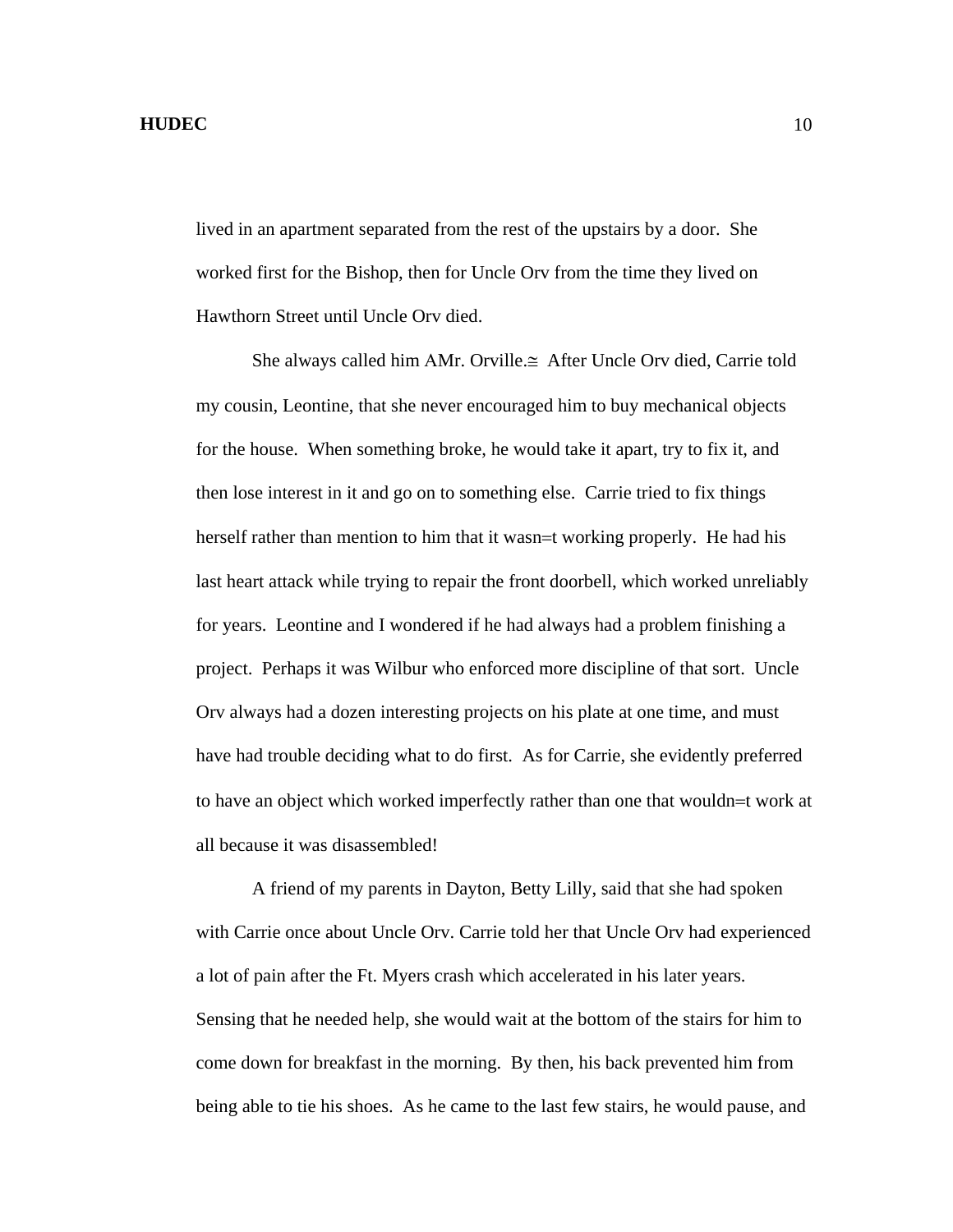lived in an apartment separated from the rest of the upstairs by a door. She worked first for the Bishop, then for Uncle Orv from the time they lived on Hawthorn Street until Uncle Orv died.

She always called him AMr. Orville.≅ After Uncle Orv died, Carrie told my cousin, Leontine, that she never encouraged him to buy mechanical objects for the house. When something broke, he would take it apart, try to fix it, and then lose interest in it and go on to something else. Carrie tried to fix things herself rather than mention to him that it wasn=t working properly. He had his last heart attack while trying to repair the front doorbell, which worked unreliably for years. Leontine and I wondered if he had always had a problem finishing a project. Perhaps it was Wilbur who enforced more discipline of that sort. Uncle Orv always had a dozen interesting projects on his plate at one time, and must have had trouble deciding what to do first. As for Carrie, she evidently preferred to have an object which worked imperfectly rather than one that wouldn=t work at all because it was disassembled!

A friend of my parents in Dayton, Betty Lilly, said that she had spoken with Carrie once about Uncle Orv. Carrie told her that Uncle Orv had experienced a lot of pain after the Ft. Myers crash which accelerated in his later years. Sensing that he needed help, she would wait at the bottom of the stairs for him to come down for breakfast in the morning. By then, his back prevented him from being able to tie his shoes. As he came to the last few stairs, he would pause, and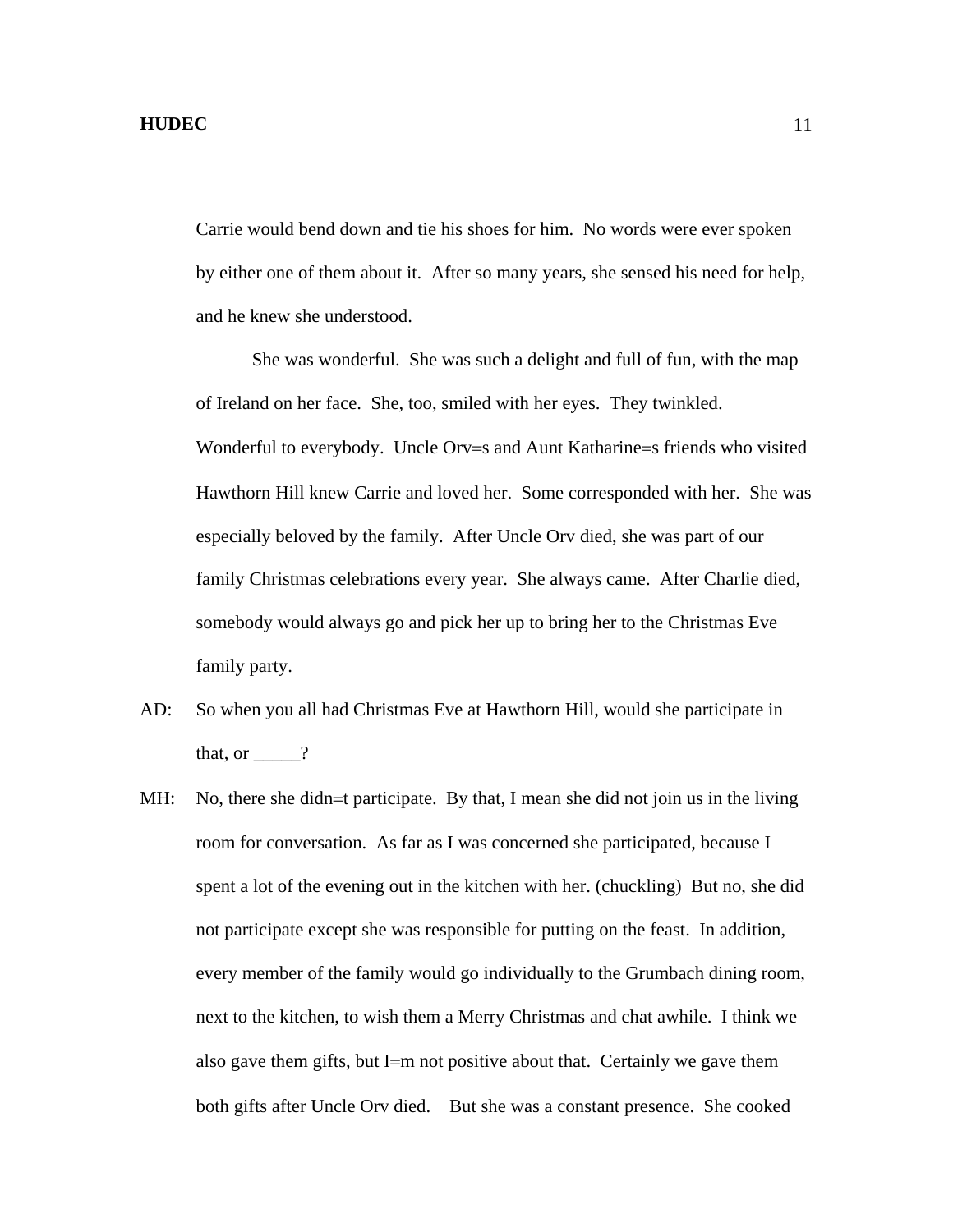Carrie would bend down and tie his shoes for him. No words were ever spoken by either one of them about it. After so many years, she sensed his need for help, and he knew she understood.

She was wonderful. She was such a delight and full of fun, with the map of Ireland on her face. She, too, smiled with her eyes. They twinkled. Wonderful to everybody. Uncle Orv=s and Aunt Katharine=s friends who visited Hawthorn Hill knew Carrie and loved her. Some corresponded with her. She was especially beloved by the family. After Uncle Orv died, she was part of our family Christmas celebrations every year. She always came. After Charlie died, somebody would always go and pick her up to bring her to the Christmas Eve family party.

AD: So when you all had Christmas Eve at Hawthorn Hill, would she participate in that, or _____?

MH: No, there she didn=t participate. By that, I mean she did not join us in the living room for conversation. As far as I was concerned she participated, because I spent a lot of the evening out in the kitchen with her. (chuckling) But no, she did not participate except she was responsible for putting on the feast. In addition, every member of the family would go individually to the Grumbach dining room, next to the kitchen, to wish them a Merry Christmas and chat awhile. I think we also gave them gifts, but I=m not positive about that. Certainly we gave them both gifts after Uncle Orv died. But she was a constant presence. She cooked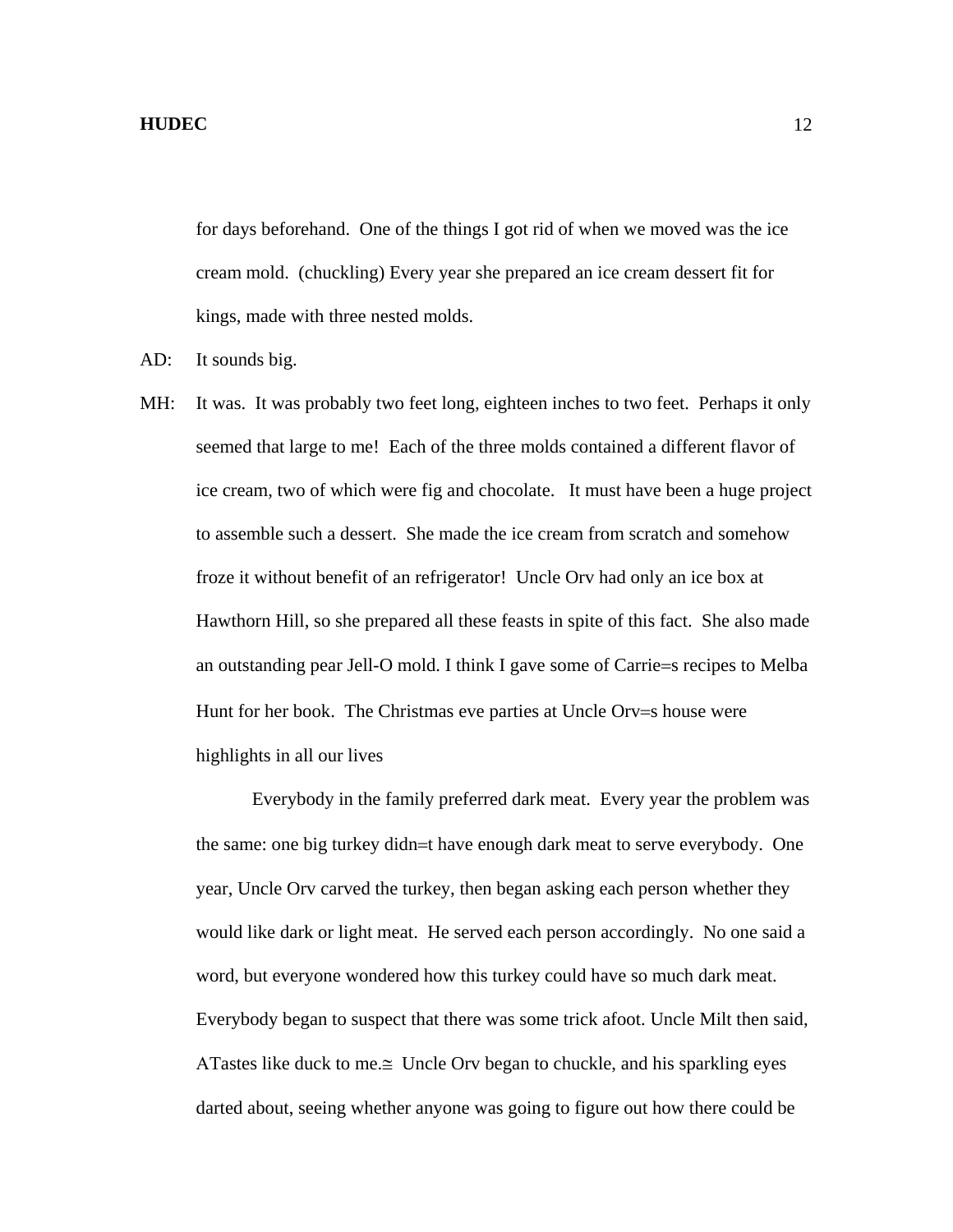for days beforehand. One of the things I got rid of when we moved was the ice cream mold. (chuckling) Every year she prepared an ice cream dessert fit for kings, made with three nested molds.

AD: It sounds big.

MH: It was. It was probably two feet long, eighteen inches to two feet. Perhaps it only seemed that large to me! Each of the three molds contained a different flavor of ice cream, two of which were fig and chocolate. It must have been a huge project to assemble such a dessert. She made the ice cream from scratch and somehow froze it without benefit of an refrigerator! Uncle Orv had only an ice box at Hawthorn Hill, so she prepared all these feasts in spite of this fact. She also made an outstanding pear Jell-O mold. I think I gave some of Carrie=s recipes to Melba Hunt for her book. The Christmas eve parties at Uncle Orv=s house were highlights in all our lives

Everybody in the family preferred dark meat. Every year the problem was the same: one big turkey didn=t have enough dark meat to serve everybody. One year, Uncle Orv carved the turkey, then began asking each person whether they would like dark or light meat. He served each person accordingly. No one said a word, but everyone wondered how this turkey could have so much dark meat. Everybody began to suspect that there was some trick afoot. Uncle Milt then said, ATastes like duck to me.≅ Uncle Orv began to chuckle, and his sparkling eyes darted about, seeing whether anyone was going to figure out how there could be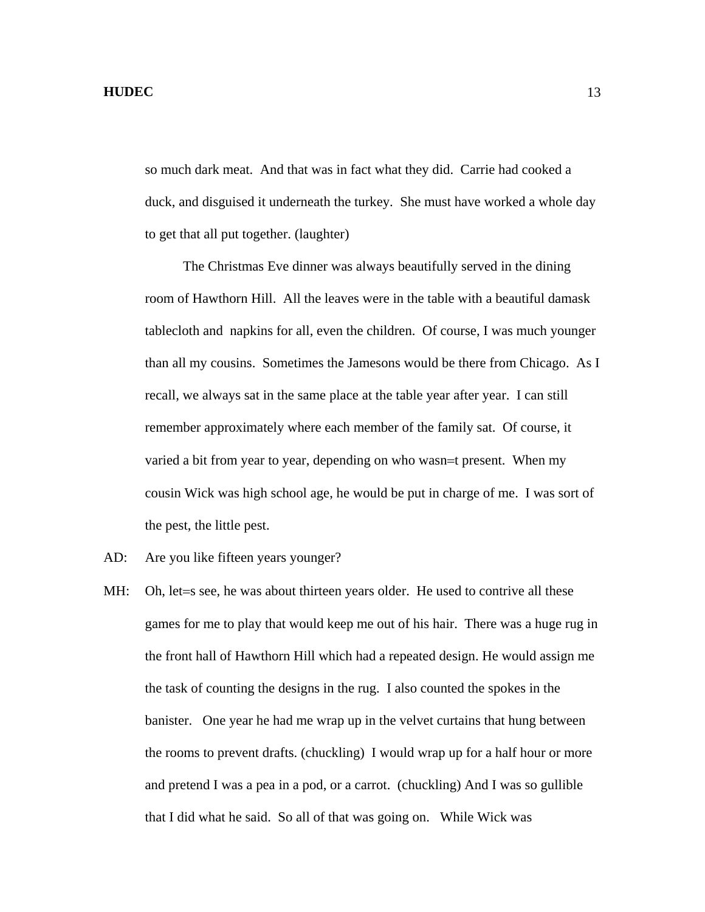so much dark meat. And that was in fact what they did. Carrie had cooked a duck, and disguised it underneath the turkey. She must have worked a whole day to get that all put together. (laughter)

The Christmas Eve dinner was always beautifully served in the dining room of Hawthorn Hill. All the leaves were in the table with a beautiful damask tablecloth and napkins for all, even the children. Of course, I was much younger than all my cousins. Sometimes the Jamesons would be there from Chicago. As I recall, we always sat in the same place at the table year after year. I can still remember approximately where each member of the family sat. Of course, it varied a bit from year to year, depending on who wasn=t present. When my cousin Wick was high school age, he would be put in charge of me. I was sort of the pest, the little pest.

AD: Are you like fifteen years younger?

MH: Oh, let=s see, he was about thirteen years older. He used to contrive all these games for me to play that would keep me out of his hair. There was a huge rug in the front hall of Hawthorn Hill which had a repeated design. He would assign me the task of counting the designs in the rug. I also counted the spokes in the banister. One year he had me wrap up in the velvet curtains that hung between the rooms to prevent drafts. (chuckling) I would wrap up for a half hour or more and pretend I was a pea in a pod, or a carrot. (chuckling) And I was so gullible that I did what he said. So all of that was going on. While Wick was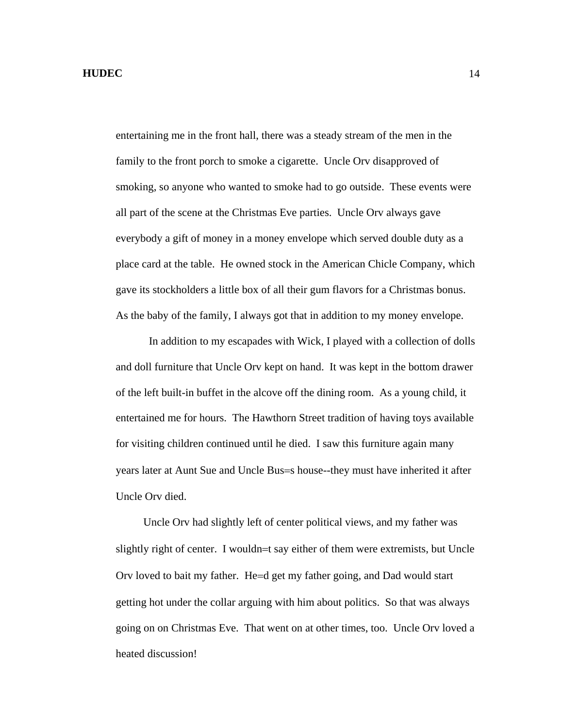entertaining me in the front hall, there was a steady stream of the men in the family to the front porch to smoke a cigarette. Uncle Orv disapproved of smoking, so anyone who wanted to smoke had to go outside. These events were all part of the scene at the Christmas Eve parties. Uncle Orv always gave everybody a gift of money in a money envelope which served double duty as a place card at the table. He owned stock in the American Chicle Company, which gave its stockholders a little box of all their gum flavors for a Christmas bonus. As the baby of the family, I always got that in addition to my money envelope.

In addition to my escapades with Wick, I played with a collection of dolls and doll furniture that Uncle Orv kept on hand. It was kept in the bottom drawer of the left built-in buffet in the alcove off the dining room. As a young child, it entertained me for hours. The Hawthorn Street tradition of having toys available for visiting children continued until he died. I saw this furniture again many years later at Aunt Sue and Uncle Bus=s house--they must have inherited it after Uncle Orv died.

Uncle Orv had slightly left of center political views, and my father was slightly right of center. I wouldn=t say either of them were extremists, but Uncle Orv loved to bait my father. He=d get my father going, and Dad would start getting hot under the collar arguing with him about politics. So that was always going on on Christmas Eve. That went on at other times, too. Uncle Orv loved a heated discussion!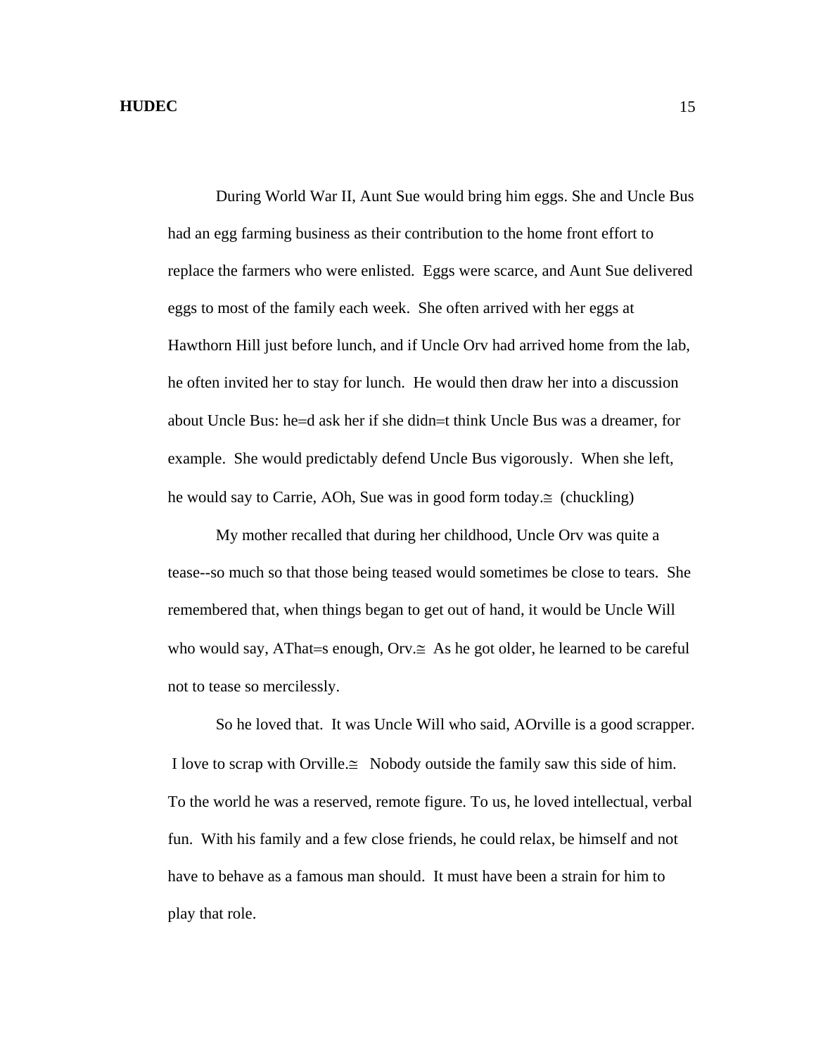During World War II, Aunt Sue would bring him eggs. She and Uncle Bus had an egg farming business as their contribution to the home front effort to replace the farmers who were enlisted. Eggs were scarce, and Aunt Sue delivered eggs to most of the family each week. She often arrived with her eggs at Hawthorn Hill just before lunch, and if Uncle Orv had arrived home from the lab, he often invited her to stay for lunch. He would then draw her into a discussion about Uncle Bus: he=d ask her if she didn=t think Uncle Bus was a dreamer, for example. She would predictably defend Uncle Bus vigorously. When she left, he would say to Carrie, AOh, Sue was in good form today.≅ (chuckling)

My mother recalled that during her childhood, Uncle Orv was quite a tease--so much so that those being teased would sometimes be close to tears. She remembered that, when things began to get out of hand, it would be Uncle Will who would say, AThat=s enough, Orv.≅ As he got older, he learned to be careful not to tease so mercilessly.

So he loved that. It was Uncle Will who said, AOrville is a good scrapper. I love to scrap with Orville.≅ Nobody outside the family saw this side of him. To the world he was a reserved, remote figure. To us, he loved intellectual, verbal fun. With his family and a few close friends, he could relax, be himself and not have to behave as a famous man should. It must have been a strain for him to play that role.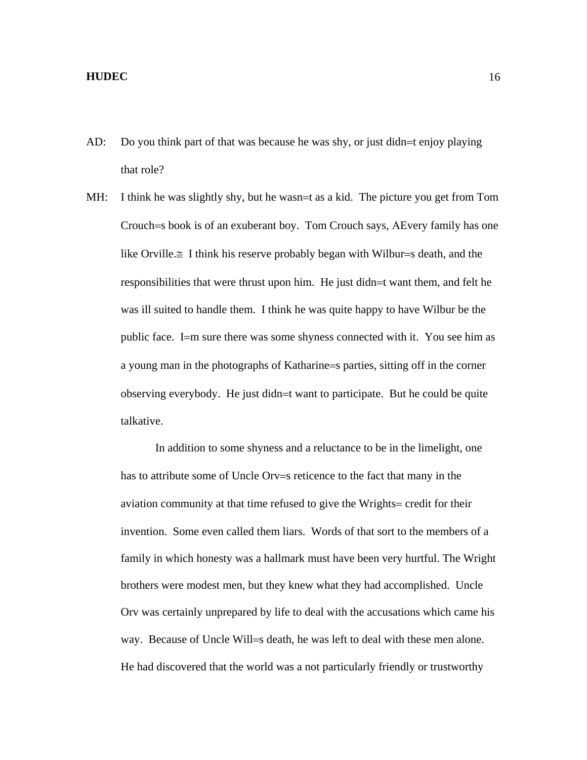AD: Do you think part of that was because he was shy, or just didn=t enjoy playing that role?

MH: I think he was slightly shy, but he wasn=t as a kid. The picture you get from Tom Crouch=s book is of an exuberant boy. Tom Crouch says, AEvery family has one like Orville.≅ I think his reserve probably began with Wilbur=s death, and the responsibilities that were thrust upon him. He just didn=t want them, and felt he was ill suited to handle them. I think he was quite happy to have Wilbur be the public face. I=m sure there was some shyness connected with it. You see him as a young man in the photographs of Katharine=s parties, sitting off in the corner observing everybody. He just didn=t want to participate. But he could be quite talkative.

In addition to some shyness and a reluctance to be in the limelight, one has to attribute some of Uncle Orv=s reticence to the fact that many in the aviation community at that time refused to give the Wrights= credit for their invention. Some even called them liars. Words of that sort to the members of a family in which honesty was a hallmark must have been very hurtful. The Wright brothers were modest men, but they knew what they had accomplished. Uncle Orv was certainly unprepared by life to deal with the accusations which came his way. Because of Uncle Will=s death, he was left to deal with these men alone. He had discovered that the world was a not particularly friendly or trustworthy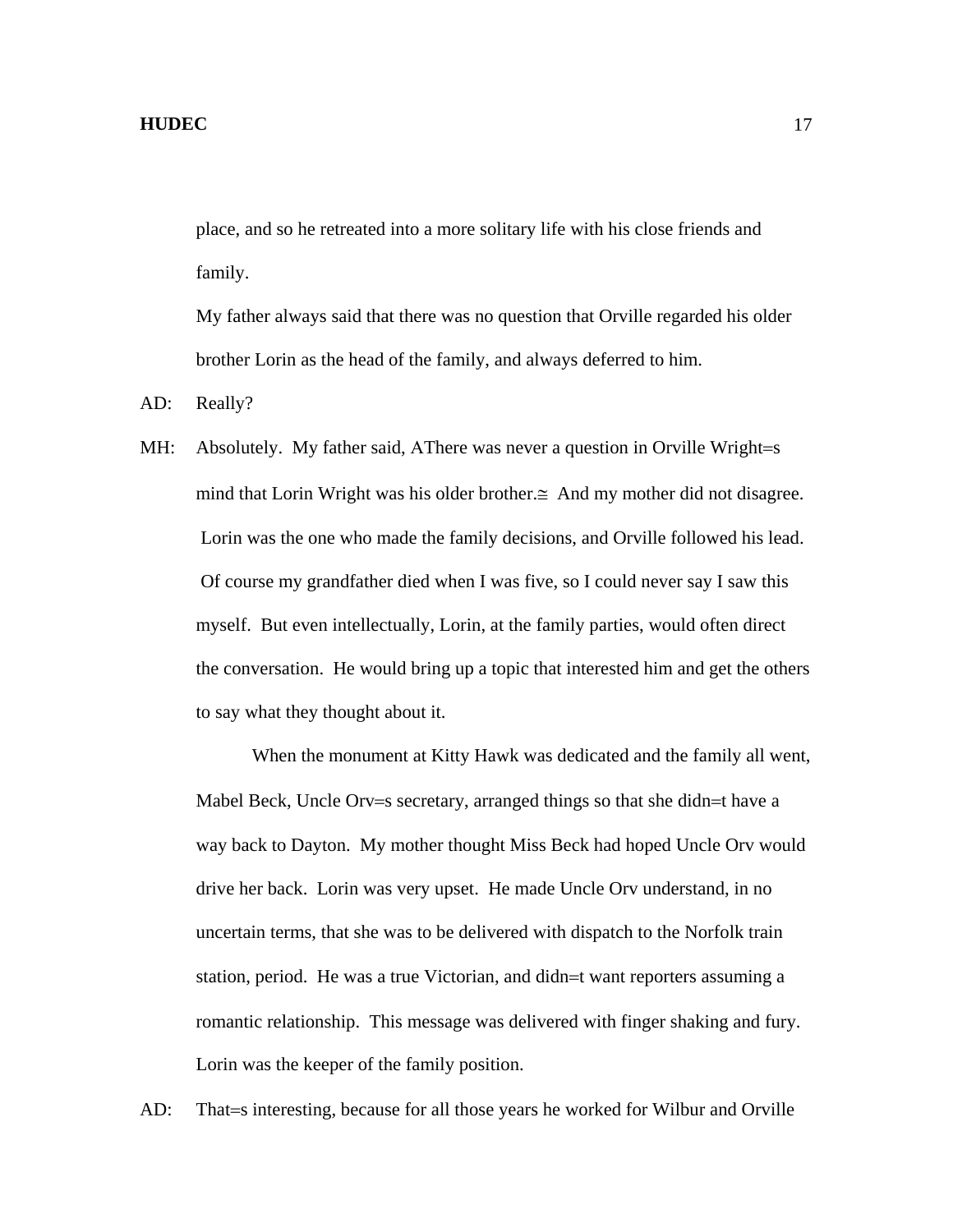place, and so he retreated into a more solitary life with his close friends and family.

My father always said that there was no question that Orville regarded his older brother Lorin as the head of the family, and always deferred to him.

AD: Really?

MH: Absolutely. My father said, AThere was never a question in Orville Wright=s mind that Lorin Wright was his older brother.≅ And my mother did not disagree. Lorin was the one who made the family decisions, and Orville followed his lead. Of course my grandfather died when I was five, so I could never say I saw this myself. But even intellectually, Lorin, at the family parties, would often direct the conversation. He would bring up a topic that interested him and get the others to say what they thought about it.

When the monument at Kitty Hawk was dedicated and the family all went, Mabel Beck, Uncle Orv=s secretary, arranged things so that she didn=t have a way back to Dayton. My mother thought Miss Beck had hoped Uncle Orv would drive her back. Lorin was very upset. He made Uncle Orv understand, in no uncertain terms, that she was to be delivered with dispatch to the Norfolk train station, period. He was a true Victorian, and didn=t want reporters assuming a romantic relationship. This message was delivered with finger shaking and fury. Lorin was the keeper of the family position.

AD: That=s interesting, because for all those years he worked for Wilbur and Orville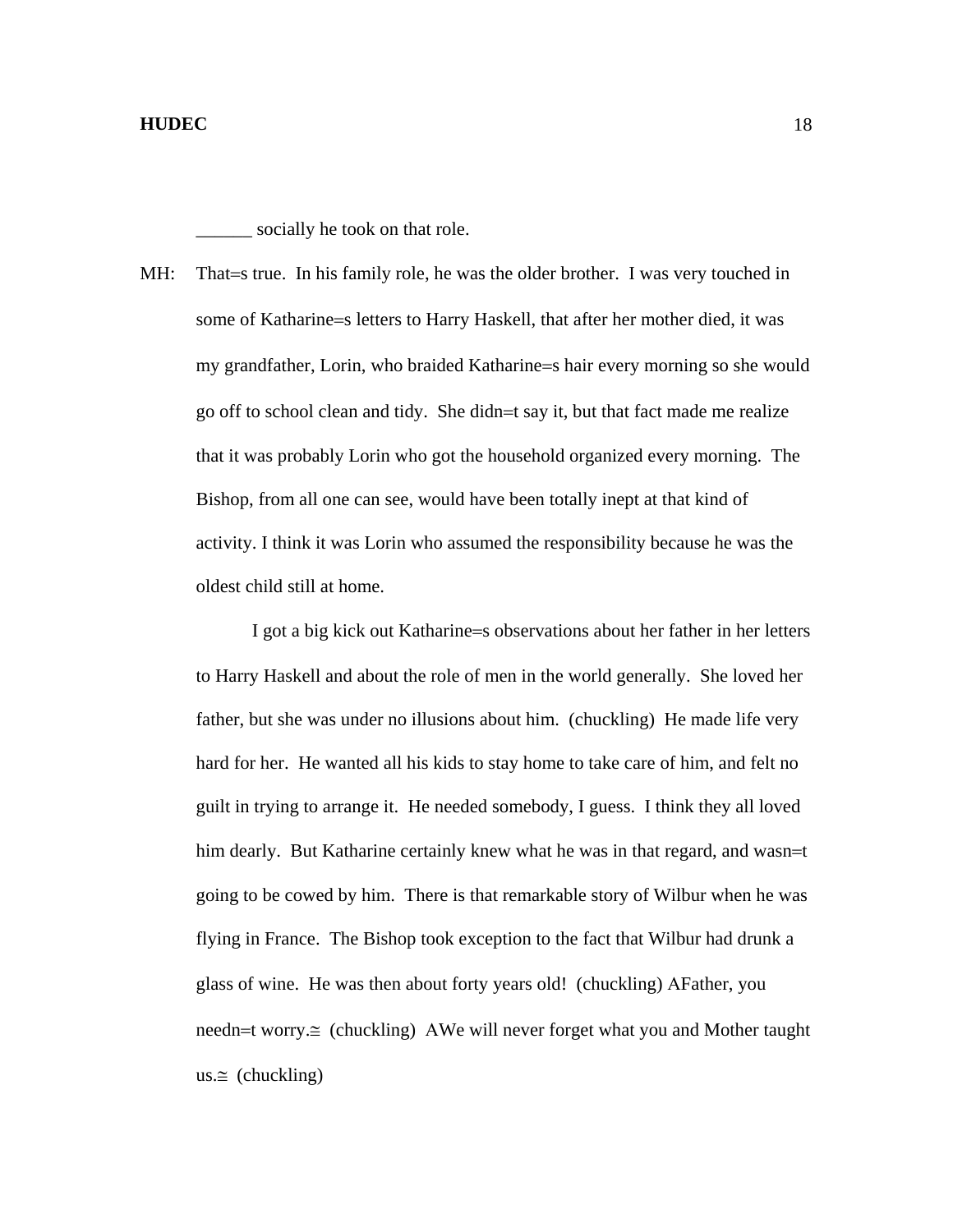______ socially he took on that role.

MH: That=s true. In his family role, he was the older brother. I was very touched in some of Katharine=s letters to Harry Haskell, that after her mother died, it was my grandfather, Lorin, who braided Katharine=s hair every morning so she would go off to school clean and tidy. She didn=t say it, but that fact made me realize that it was probably Lorin who got the household organized every morning. The Bishop, from all one can see, would have been totally inept at that kind of activity. I think it was Lorin who assumed the responsibility because he was the oldest child still at home.

I got a big kick out Katharine=s observations about her father in her letters to Harry Haskell and about the role of men in the world generally. She loved her father, but she was under no illusions about him. (chuckling) He made life very hard for her. He wanted all his kids to stay home to take care of him, and felt no guilt in trying to arrange it. He needed somebody, I guess. I think they all loved him dearly. But Katharine certainly knew what he was in that regard, and wasn=t going to be cowed by him. There is that remarkable story of Wilbur when he was flying in France. The Bishop took exception to the fact that Wilbur had drunk a glass of wine. He was then about forty years old! (chuckling) AFather, you needn=t worry.≅ (chuckling) AWe will never forget what you and Mother taught us.≅ (chuckling)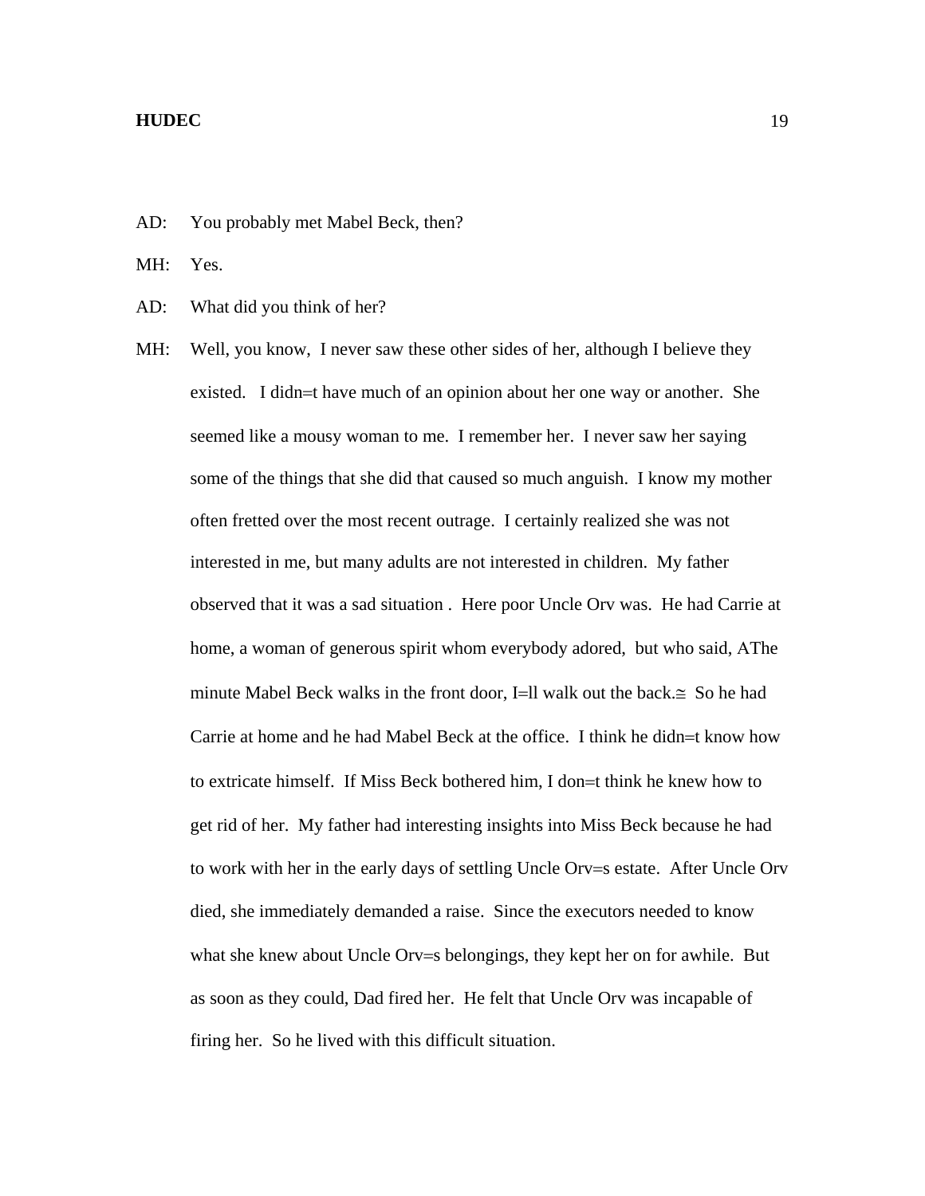AD: You probably met Mabel Beck, then?

MH: Yes.

AD: What did you think of her?

MH: Well, you know, I never saw these other sides of her, although I believe they existed. I didn=t have much of an opinion about her one way or another. She seemed like a mousy woman to me. I remember her. I never saw her saying some of the things that she did that caused so much anguish. I know my mother often fretted over the most recent outrage. I certainly realized she was not interested in me, but many adults are not interested in children. My father observed that it was a sad situation . Here poor Uncle Orv was. He had Carrie at home, a woman of generous spirit whom everybody adored, but who said, AThe minute Mabel Beck walks in the front door, I=ll walk out the back.≅ So he had Carrie at home and he had Mabel Beck at the office. I think he didn=t know how to extricate himself. If Miss Beck bothered him, I don=t think he knew how to get rid of her. My father had interesting insights into Miss Beck because he had to work with her in the early days of settling Uncle Orv=s estate. After Uncle Orv died, she immediately demanded a raise. Since the executors needed to know what she knew about Uncle Orv=s belongings, they kept her on for awhile. But as soon as they could, Dad fired her. He felt that Uncle Orv was incapable of firing her. So he lived with this difficult situation.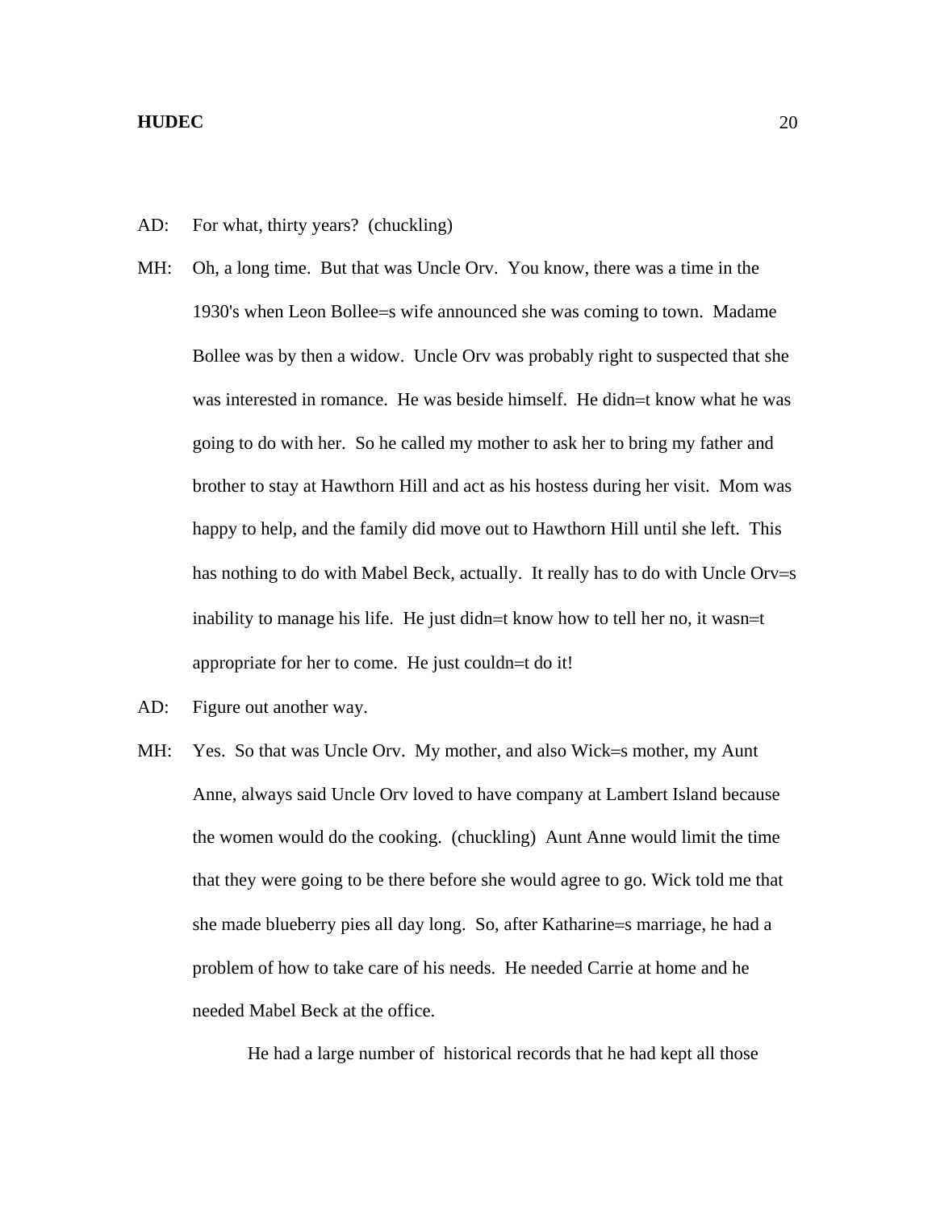AD: For what, thirty years? (chuckling)

MH: Oh, a long time. But that was Uncle Orv. You know, there was a time in the 1930's when Leon Bollee=s wife announced she was coming to town. Madame Bollee was by then a widow. Uncle Orv was probably right to suspected that she was interested in romance. He was beside himself. He didn=t know what he was going to do with her. So he called my mother to ask her to bring my father and brother to stay at Hawthorn Hill and act as his hostess during her visit. Mom was happy to help, and the family did move out to Hawthorn Hill until she left. This has nothing to do with Mabel Beck, actually. It really has to do with Uncle Orv=s inability to manage his life. He just didn=t know how to tell her no, it wasn=t appropriate for her to come. He just couldn=t do it!

AD: Figure out another way.

MH: Yes. So that was Uncle Orv. My mother, and also Wick=s mother, my Aunt Anne, always said Uncle Orv loved to have company at Lambert Island because the women would do the cooking. (chuckling) Aunt Anne would limit the time that they were going to be there before she would agree to go. Wick told me that she made blueberry pies all day long. So, after Katharine=s marriage, he had a problem of how to take care of his needs. He needed Carrie at home and he needed Mabel Beck at the office.

He had a large number of historical records that he had kept all those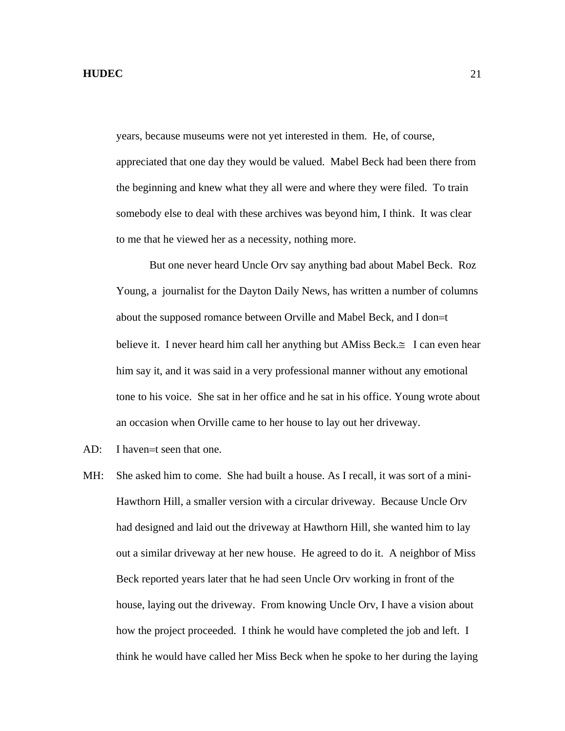years, because museums were not yet interested in them. He, of course, appreciated that one day they would be valued. Mabel Beck had been there from the beginning and knew what they all were and where they were filed. To train somebody else to deal with these archives was beyond him, I think. It was clear to me that he viewed her as a necessity, nothing more.

But one never heard Uncle Orv say anything bad about Mabel Beck. Roz Young, a journalist for the Dayton Daily News, has written a number of columns about the supposed romance between Orville and Mabel Beck, and I don=t believe it. I never heard him call her anything but AMiss Beck.≅ I can even hear him say it, and it was said in a very professional manner without any emotional tone to his voice. She sat in her office and he sat in his office. Young wrote about an occasion when Orville came to her house to lay out her driveway.

AD: I haven=t seen that one.

MH: She asked him to come. She had built a house. As I recall, it was sort of a mini-Hawthorn Hill, a smaller version with a circular driveway. Because Uncle Orv had designed and laid out the driveway at Hawthorn Hill, she wanted him to lay out a similar driveway at her new house. He agreed to do it. A neighbor of Miss Beck reported years later that he had seen Uncle Orv working in front of the house, laying out the driveway. From knowing Uncle Orv, I have a vision about how the project proceeded. I think he would have completed the job and left. I think he would have called her Miss Beck when he spoke to her during the laying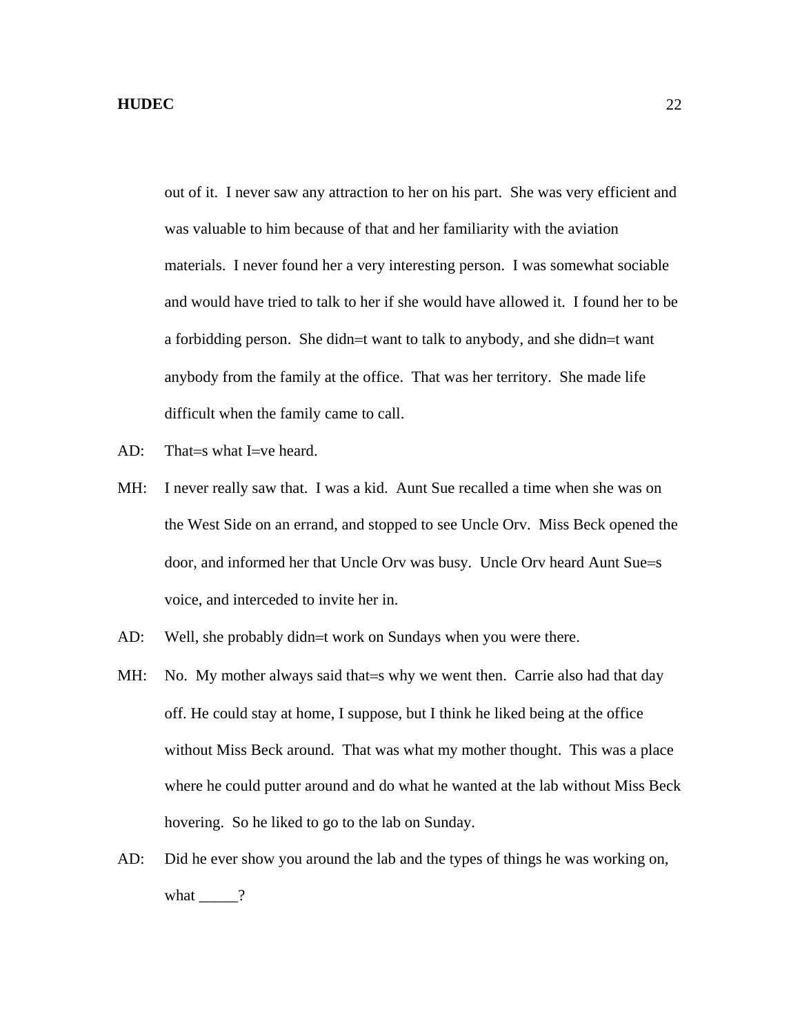out of it. I never saw any attraction to her on his part. She was very efficient and was valuable to him because of that and her familiarity with the aviation materials. I never found her a very interesting person. I was somewhat sociable and would have tried to talk to her if she would have allowed it. I found her to be a forbidding person. She didn=t want to talk to anybody, and she didn=t want anybody from the family at the office. That was her territory. She made life difficult when the family came to call.

AD: That=s what I=ve heard.

MH: I never really saw that. I was a kid. Aunt Sue recalled a time when she was on the West Side on an errand, and stopped to see Uncle Orv. Miss Beck opened the door, and informed her that Uncle Orv was busy. Uncle Orv heard Aunt Sue=s voice, and interceded to invite her in.

AD: Well, she probably didn=t work on Sundays when you were there.

MH: No. My mother always said that=s why we went then. Carrie also had that day off. He could stay at home, I suppose, but I think he liked being at the office without Miss Beck around. That was what my mother thought. This was a place where he could putter around and do what he wanted at the lab without Miss Beck hovering. So he liked to go to the lab on Sunday.

AD: Did he ever show you around the lab and the types of things he was working on, what _____?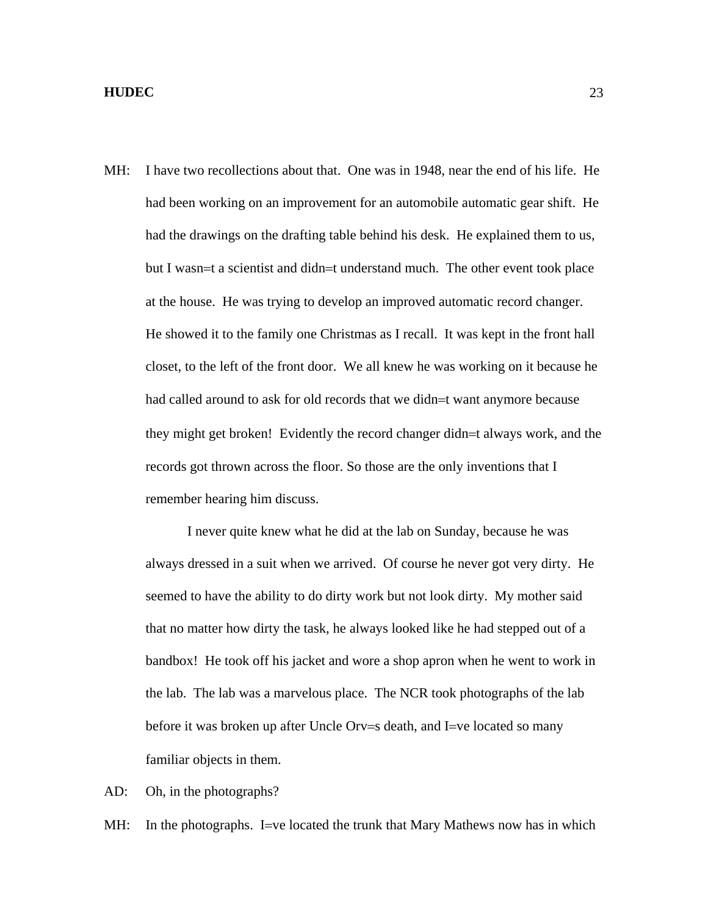MH: I have two recollections about that. One was in 1948, near the end of his life. He had been working on an improvement for an automobile automatic gear shift. He had the drawings on the drafting table behind his desk. He explained them to us, but I wasn=t a scientist and didn=t understand much. The other event took place at the house. He was trying to develop an improved automatic record changer. He showed it to the family one Christmas as I recall. It was kept in the front hall closet, to the left of the front door. We all knew he was working on it because he had called around to ask for old records that we didn=t want anymore because they might get broken! Evidently the record changer didn=t always work, and the records got thrown across the floor. So those are the only inventions that I remember hearing him discuss.

I never quite knew what he did at the lab on Sunday, because he was always dressed in a suit when we arrived. Of course he never got very dirty. He seemed to have the ability to do dirty work but not look dirty. My mother said that no matter how dirty the task, he always looked like he had stepped out of a bandbox! He took off his jacket and wore a shop apron when he went to work in the lab. The lab was a marvelous place. The NCR took photographs of the lab before it was broken up after Uncle Orv=s death, and I=ve located so many familiar objects in them.

AD: Oh, in the photographs?

MH: In the photographs. I=ve located the trunk that Mary Mathews now has in which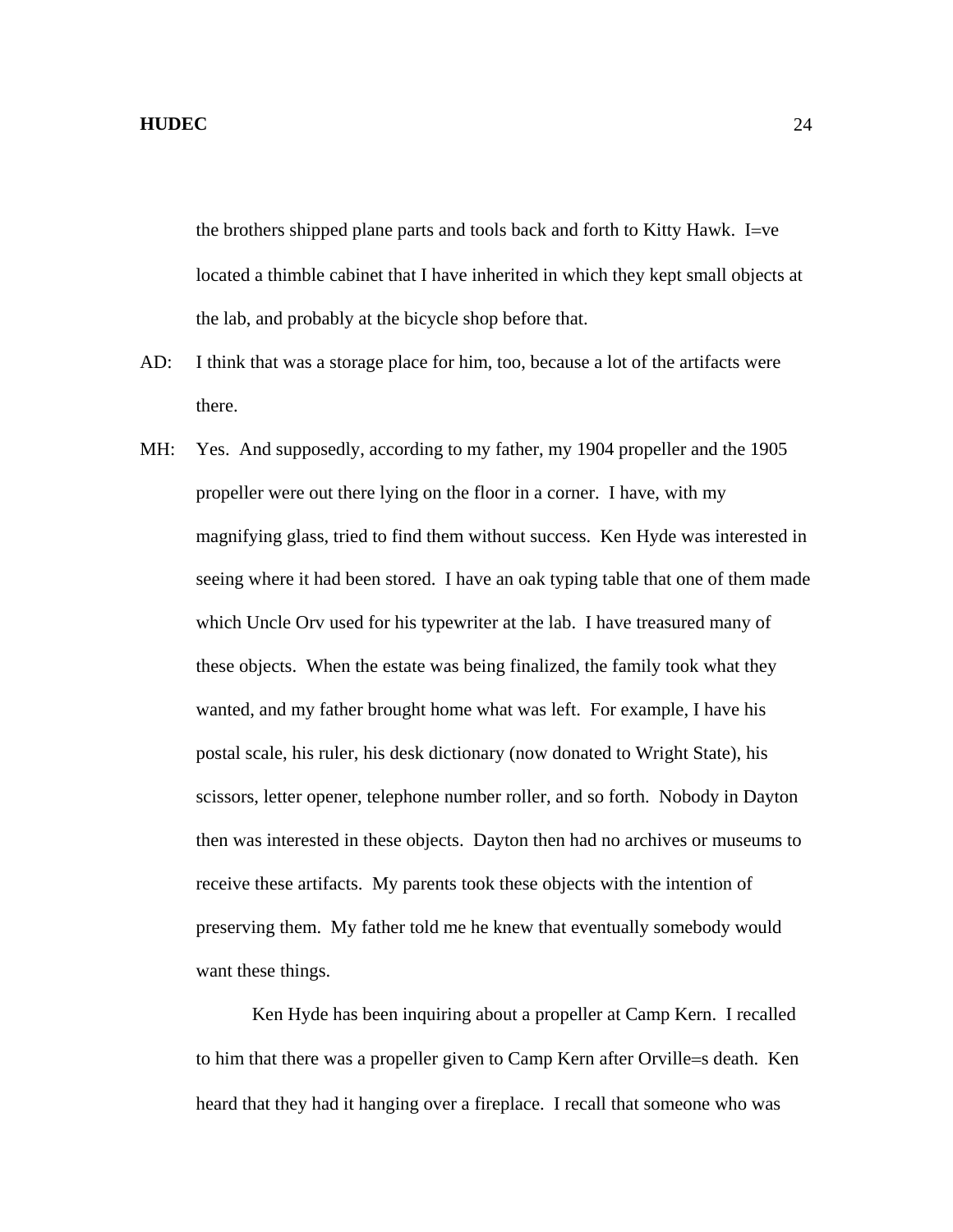the brothers shipped plane parts and tools back and forth to Kitty Hawk. I=ve located a thimble cabinet that I have inherited in which they kept small objects at the lab, and probably at the bicycle shop before that.

AD: I think that was a storage place for him, too, because a lot of the artifacts were there.

MH: Yes. And supposedly, according to my father, my 1904 propeller and the 1905 propeller were out there lying on the floor in a corner. I have, with my magnifying glass, tried to find them without success. Ken Hyde was interested in seeing where it had been stored. I have an oak typing table that one of them made which Uncle Orv used for his typewriter at the lab. I have treasured many of these objects. When the estate was being finalized, the family took what they wanted, and my father brought home what was left. For example, I have his postal scale, his ruler, his desk dictionary (now donated to Wright State), his scissors, letter opener, telephone number roller, and so forth. Nobody in Dayton then was interested in these objects. Dayton then had no archives or museums to receive these artifacts. My parents took these objects with the intention of preserving them. My father told me he knew that eventually somebody would want these things.

Ken Hyde has been inquiring about a propeller at Camp Kern. I recalled to him that there was a propeller given to Camp Kern after Orville=s death. Ken heard that they had it hanging over a fireplace. I recall that someone who was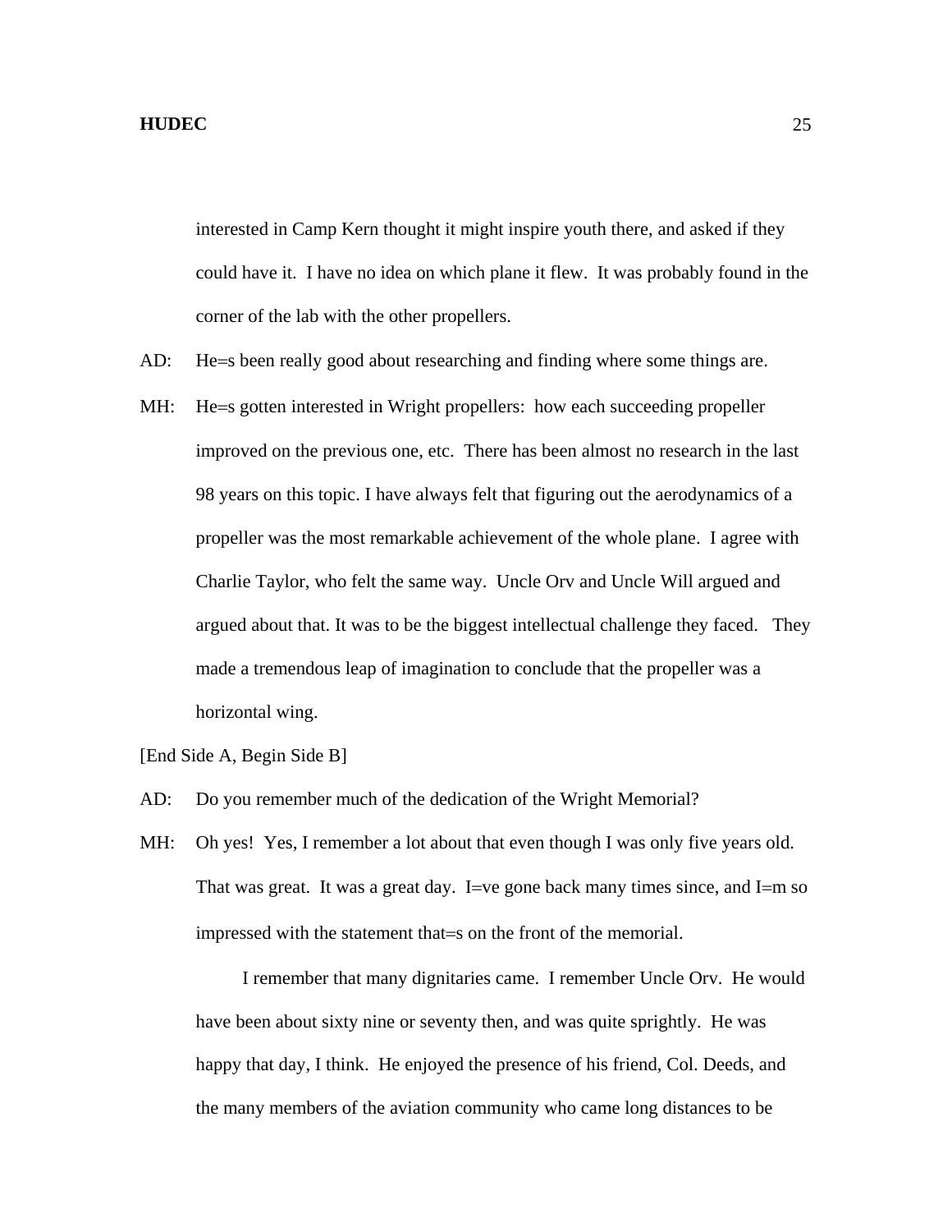interested in Camp Kern thought it might inspire youth there, and asked if they could have it. I have no idea on which plane it flew. It was probably found in the corner of the lab with the other propellers.

AD: He=s been really good about researching and finding where some things are.

MH: He=s gotten interested in Wright propellers: how each succeeding propeller improved on the previous one, etc. There has been almost no research in the last 98 years on this topic. I have always felt that figuring out the aerodynamics of a propeller was the most remarkable achievement of the whole plane. I agree with Charlie Taylor, who felt the same way. Uncle Orv and Uncle Will argued and argued about that. It was to be the biggest intellectual challenge they faced. They made a tremendous leap of imagination to conclude that the propeller was a horizontal wing.

[End Side A, Begin Side B]

AD: Do you remember much of the dedication of the Wright Memorial?

MH: Oh yes! Yes, I remember a lot about that even though I was only five years old. That was great. It was a great day. I=ve gone back many times since, and I=m so impressed with the statement that=s on the front of the memorial.

I remember that many dignitaries came. I remember Uncle Orv. He would have been about sixty nine or seventy then, and was quite sprightly. He was happy that day, I think. He enjoyed the presence of his friend, Col. Deeds, and the many members of the aviation community who came long distances to be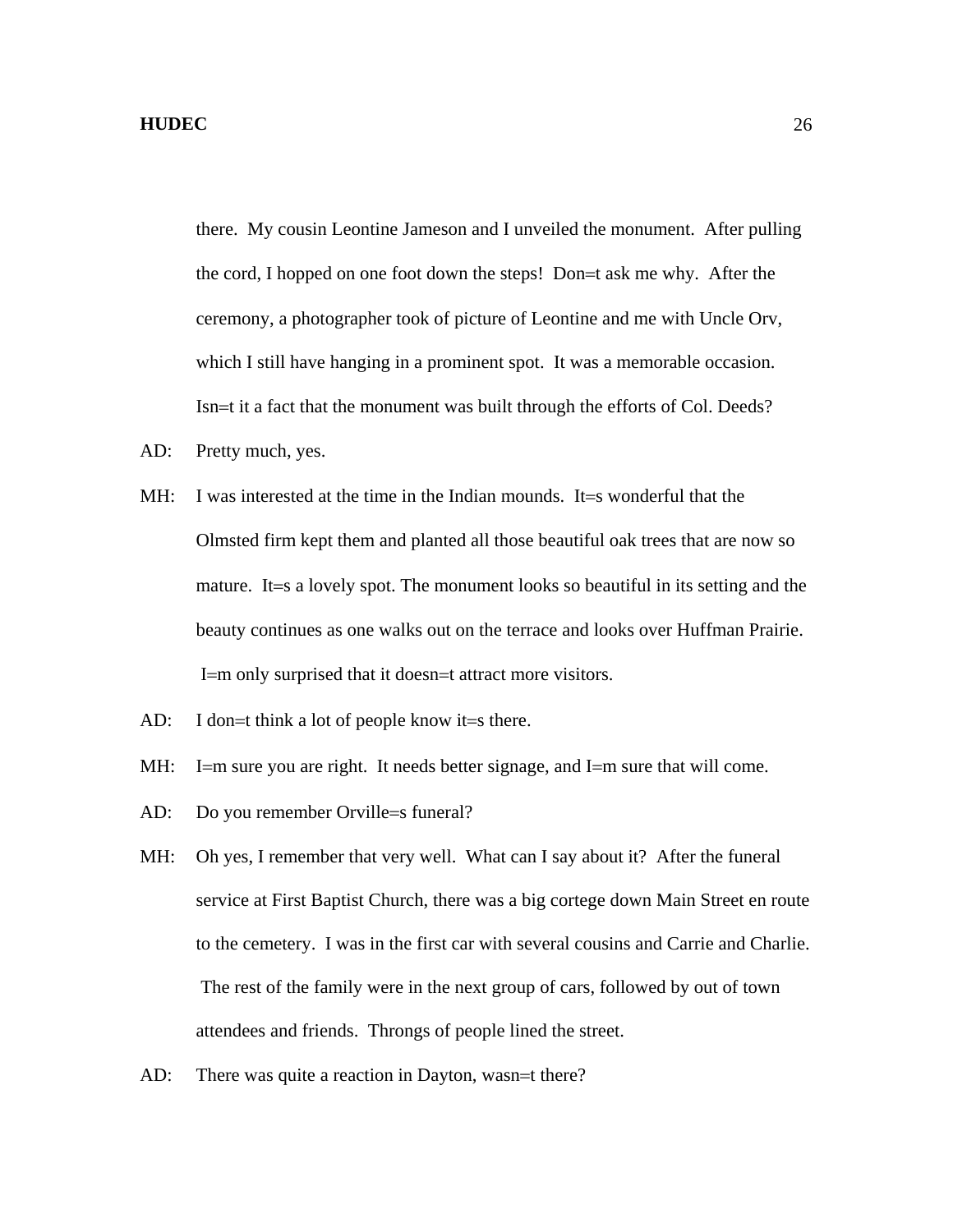there. My cousin Leontine Jameson and I unveiled the monument. After pulling the cord, I hopped on one foot down the steps! Don=t ask me why. After the ceremony, a photographer took of picture of Leontine and me with Uncle Orv, which I still have hanging in a prominent spot. It was a memorable occasion. Isn=t it a fact that the monument was built through the efforts of Col. Deeds?

AD: Pretty much, yes.

MH: I was interested at the time in the Indian mounds. It=s wonderful that the Olmsted firm kept them and planted all those beautiful oak trees that are now so mature. It=s a lovely spot. The monument looks so beautiful in its setting and the beauty continues as one walks out on the terrace and looks over Huffman Prairie. I=m only surprised that it doesn=t attract more visitors.

AD: I don=t think a lot of people know it=s there.

MH: I=m sure you are right. It needs better signage, and I=m sure that will come.

AD: Do you remember Orville=s funeral?

MH: Oh yes, I remember that very well. What can I say about it? After the funeral service at First Baptist Church, there was a big cortege down Main Street en route to the cemetery. I was in the first car with several cousins and Carrie and Charlie. The rest of the family were in the next group of cars, followed by out of town attendees and friends. Throngs of people lined the street.

AD: There was quite a reaction in Dayton, wasn=t there?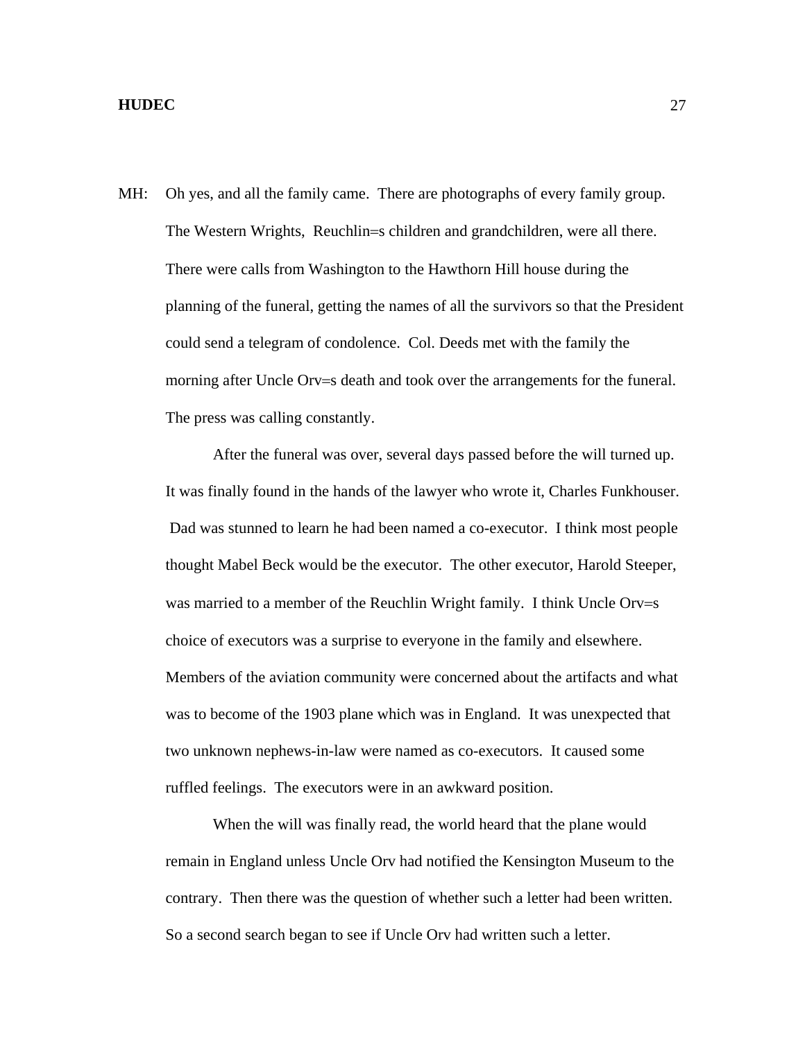MH: Oh yes, and all the family came. There are photographs of every family group. The Western Wrights, Reuchlin=s children and grandchildren, were all there. There were calls from Washington to the Hawthorn Hill house during the planning of the funeral, getting the names of all the survivors so that the President could send a telegram of condolence. Col. Deeds met with the family the morning after Uncle Orv=s death and took over the arrangements for the funeral. The press was calling constantly.

After the funeral was over, several days passed before the will turned up. It was finally found in the hands of the lawyer who wrote it, Charles Funkhouser. Dad was stunned to learn he had been named a co-executor. I think most people thought Mabel Beck would be the executor. The other executor, Harold Steeper, was married to a member of the Reuchlin Wright family. I think Uncle Orv=s choice of executors was a surprise to everyone in the family and elsewhere. Members of the aviation community were concerned about the artifacts and what was to become of the 1903 plane which was in England. It was unexpected that two unknown nephews-in-law were named as co-executors. It caused some ruffled feelings. The executors were in an awkward position.

When the will was finally read, the world heard that the plane would remain in England unless Uncle Orv had notified the Kensington Museum to the contrary. Then there was the question of whether such a letter had been written. So a second search began to see if Uncle Orv had written such a letter.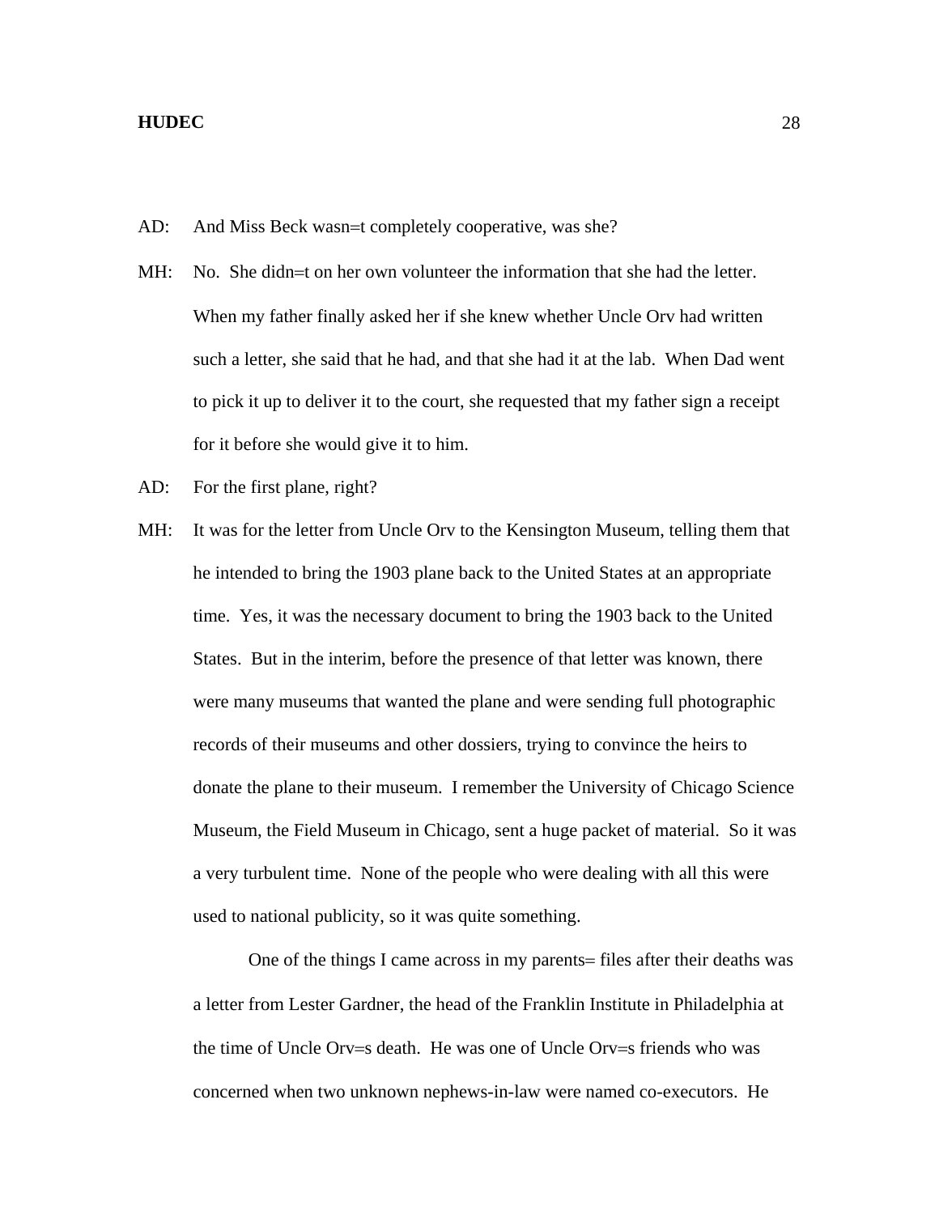AD: And Miss Beck wasn=t completely cooperative, was she?

MH: No. She didn=t on her own volunteer the information that she had the letter. When my father finally asked her if she knew whether Uncle Orv had written such a letter, she said that he had, and that she had it at the lab. When Dad went to pick it up to deliver it to the court, she requested that my father sign a receipt for it before she would give it to him.

AD: For the first plane, right?

MH: It was for the letter from Uncle Orv to the Kensington Museum, telling them that he intended to bring the 1903 plane back to the United States at an appropriate time. Yes, it was the necessary document to bring the 1903 back to the United States. But in the interim, before the presence of that letter was known, there were many museums that wanted the plane and were sending full photographic records of their museums and other dossiers, trying to convince the heirs to donate the plane to their museum. I remember the University of Chicago Science Museum, the Field Museum in Chicago, sent a huge packet of material. So it was a very turbulent time. None of the people who were dealing with all this were used to national publicity, so it was quite something.

One of the things I came across in my parents= files after their deaths was a letter from Lester Gardner, the head of the Franklin Institute in Philadelphia at the time of Uncle Orv=s death. He was one of Uncle Orv=s friends who was concerned when two unknown nephews-in-law were named co-executors. He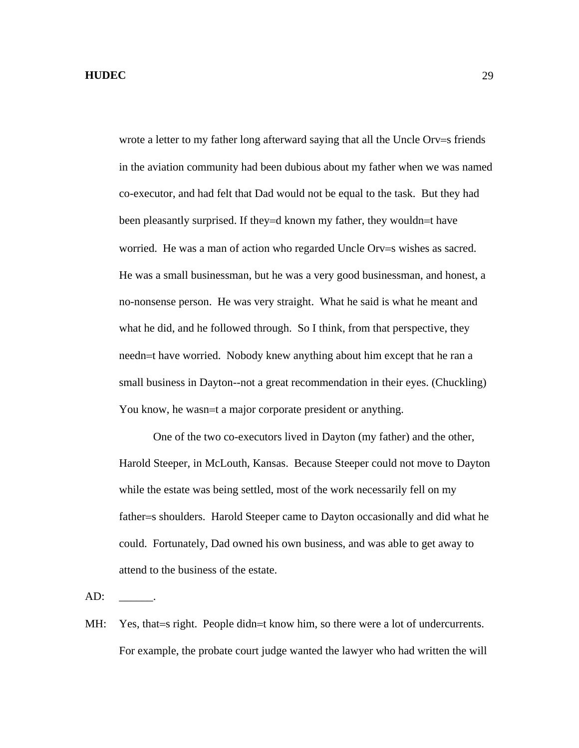wrote a letter to my father long afterward saying that all the Uncle Orv=s friends in the aviation community had been dubious about my father when we was named co-executor, and had felt that Dad would not be equal to the task. But they had been pleasantly surprised. If they=d known my father, they wouldn=t have worried. He was a man of action who regarded Uncle Orv=s wishes as sacred. He was a small businessman, but he was a very good businessman, and honest, a no-nonsense person. He was very straight. What he said is what he meant and what he did, and he followed through. So I think, from that perspective, they needn=t have worried. Nobody knew anything about him except that he ran a small business in Dayton--not a great recommendation in their eyes. (Chuckling) You know, he wasn=t a major corporate president or anything.

One of the two co-executors lived in Dayton (my father) and the other, Harold Steeper, in McLouth, Kansas. Because Steeper could not move to Dayton while the estate was being settled, most of the work necessarily fell on my father=s shoulders. Harold Steeper came to Dayton occasionally and did what he could. Fortunately, Dad owned his own business, and was able to get away to attend to the business of the estate.

AD: ______.

MH: Yes, that=s right. People didn=t know him, so there were a lot of undercurrents. For example, the probate court judge wanted the lawyer who had written the will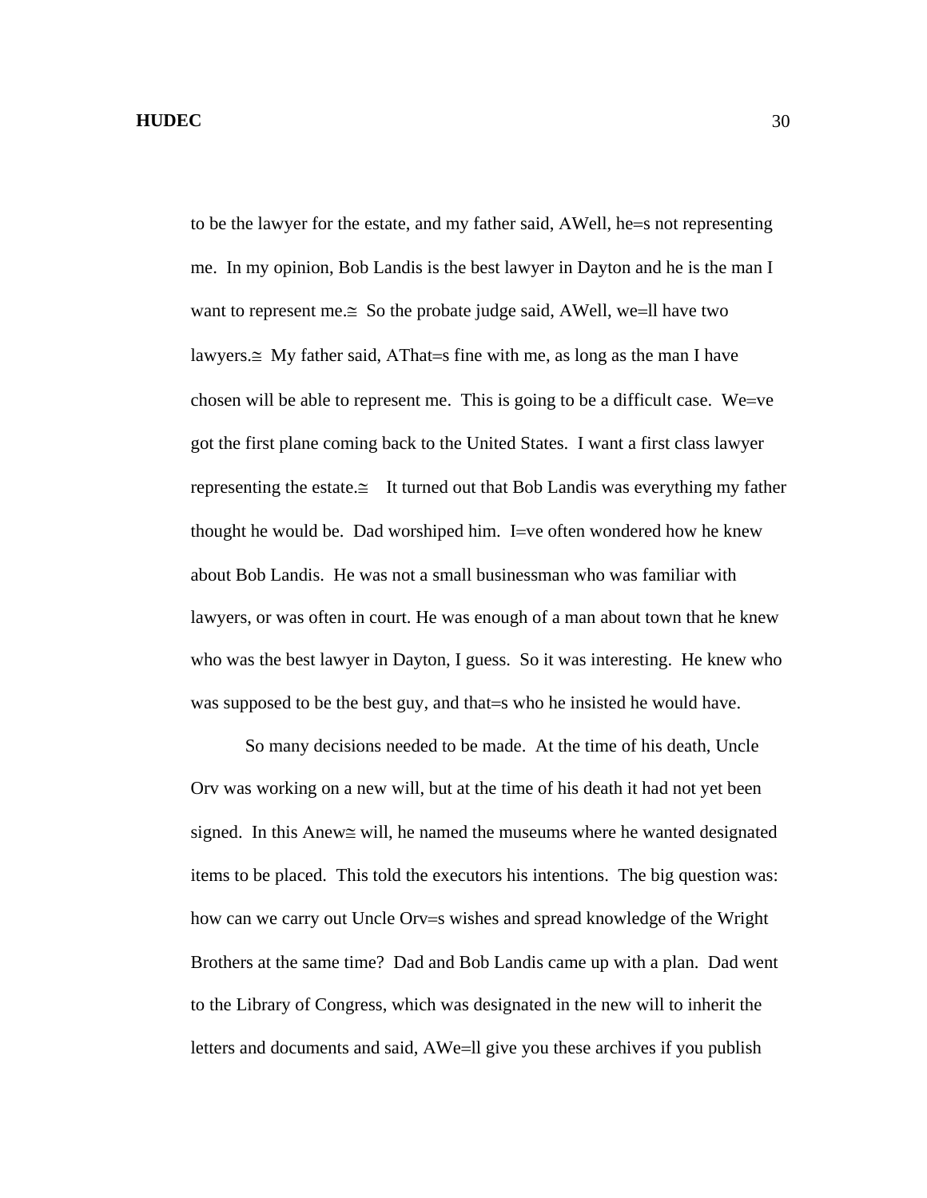to be the lawyer for the estate, and my father said, AWell, he=s not representing me. In my opinion, Bob Landis is the best lawyer in Dayton and he is the man I want to represent me.≅ So the probate judge said, AWell, we=ll have two lawyers.≅ My father said, AThat=s fine with me, as long as the man I have chosen will be able to represent me. This is going to be a difficult case. We=ve got the first plane coming back to the United States. I want a first class lawyer representing the estate.≅ It turned out that Bob Landis was everything my father thought he would be. Dad worshiped him. I=ve often wondered how he knew about Bob Landis. He was not a small businessman who was familiar with lawyers, or was often in court. He was enough of a man about town that he knew who was the best lawyer in Dayton, I guess. So it was interesting. He knew who was supposed to be the best guy, and that=s who he insisted he would have.

So many decisions needed to be made. At the time of his death, Uncle Orv was working on a new will, but at the time of his death it had not yet been signed. In this Anew≅ will, he named the museums where he wanted designated items to be placed. This told the executors his intentions. The big question was: how can we carry out Uncle Orv=s wishes and spread knowledge of the Wright Brothers at the same time? Dad and Bob Landis came up with a plan. Dad went to the Library of Congress, which was designated in the new will to inherit the letters and documents and said, AWe=ll give you these archives if you publish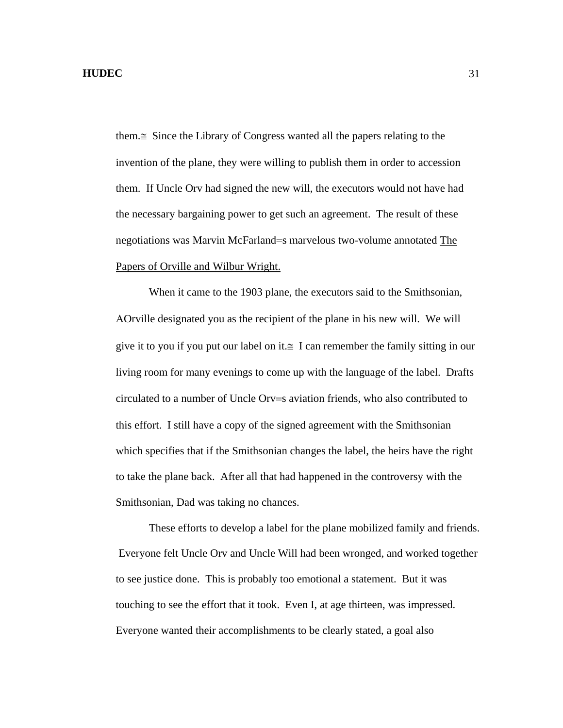them.≅ Since the Library of Congress wanted all the papers relating to the invention of the plane, they were willing to publish them in order to accession them. If Uncle Orv had signed the new will, the executors would not have had the necessary bargaining power to get such an agreement. The result of these negotiations was Marvin McFarland=s marvelous two-volume annotated The Papers of Orville and Wilbur Wright.

When it came to the 1903 plane, the executors said to the Smithsonian, AOrville designated you as the recipient of the plane in his new will. We will give it to you if you put our label on it.≅ I can remember the family sitting in our living room for many evenings to come up with the language of the label. Drafts circulated to a number of Uncle Orv=s aviation friends, who also contributed to this effort. I still have a copy of the signed agreement with the Smithsonian which specifies that if the Smithsonian changes the label, the heirs have the right to take the plane back. After all that had happened in the controversy with the Smithsonian, Dad was taking no chances.

These efforts to develop a label for the plane mobilized family and friends. Everyone felt Uncle Orv and Uncle Will had been wronged, and worked together to see justice done. This is probably too emotional a statement. But it was touching to see the effort that it took. Even I, at age thirteen, was impressed. Everyone wanted their accomplishments to be clearly stated, a goal also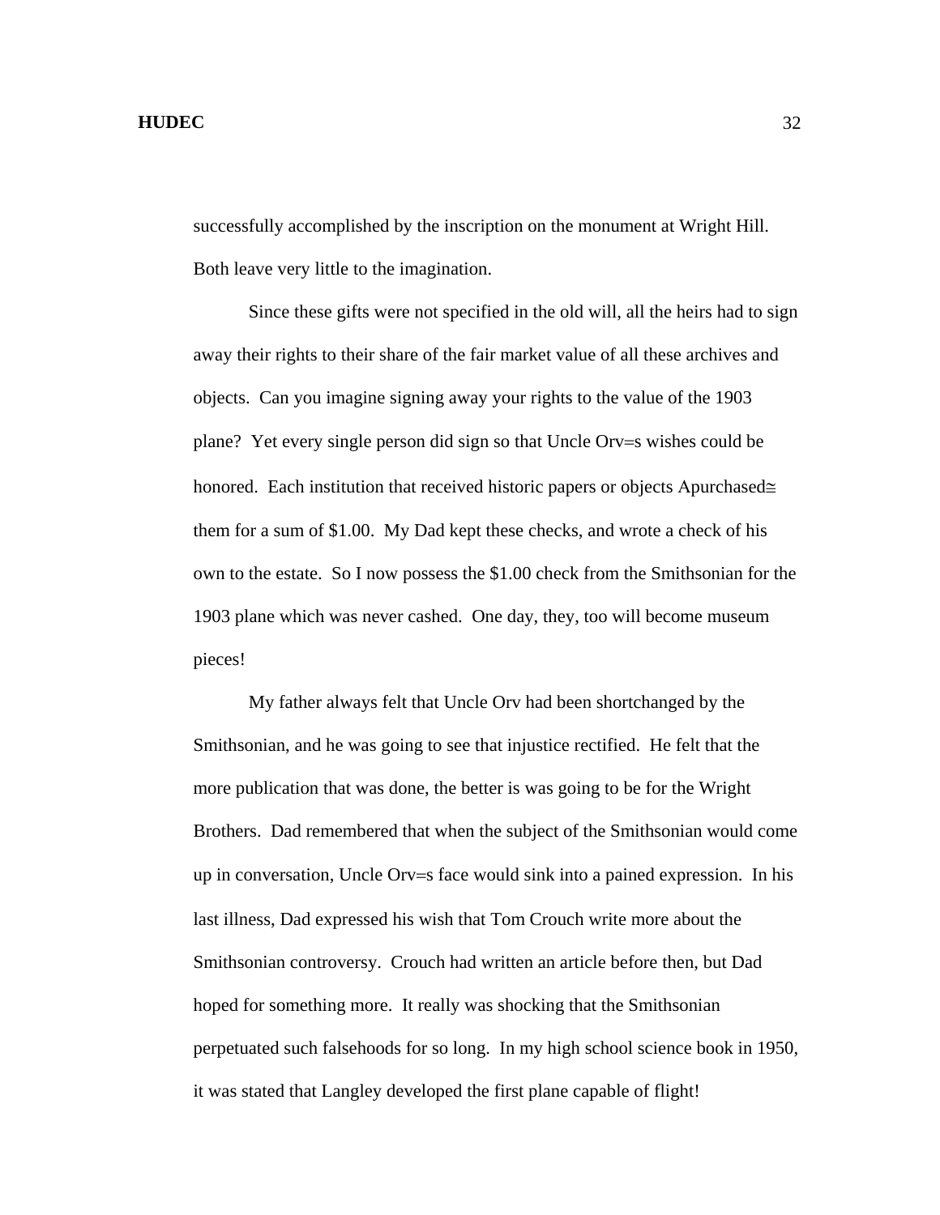successfully accomplished by the inscription on the monument at Wright Hill. Both leave very little to the imagination.

Since these gifts were not specified in the old will, all the heirs had to sign away their rights to their share of the fair market value of all these archives and objects. Can you imagine signing away your rights to the value of the 1903 plane? Yet every single person did sign so that Uncle Orv=s wishes could be honored. Each institution that received historic papers or objects Apurchased≅ them for a sum of $1.00. My Dad kept these checks, and wrote a check of his own to the estate. So I now possess the $1.00 check from the Smithsonian for the 1903 plane which was never cashed. One day, they, too will become museum pieces!

My father always felt that Uncle Orv had been shortchanged by the Smithsonian, and he was going to see that injustice rectified. He felt that the more publication that was done, the better is was going to be for the Wright Brothers. Dad remembered that when the subject of the Smithsonian would come up in conversation, Uncle Orv=s face would sink into a pained expression. In his last illness, Dad expressed his wish that Tom Crouch write more about the Smithsonian controversy. Crouch had written an article before then, but Dad hoped for something more. It really was shocking that the Smithsonian perpetuated such falsehoods for so long. In my high school science book in 1950, it was stated that Langley developed the first plane capable of flight!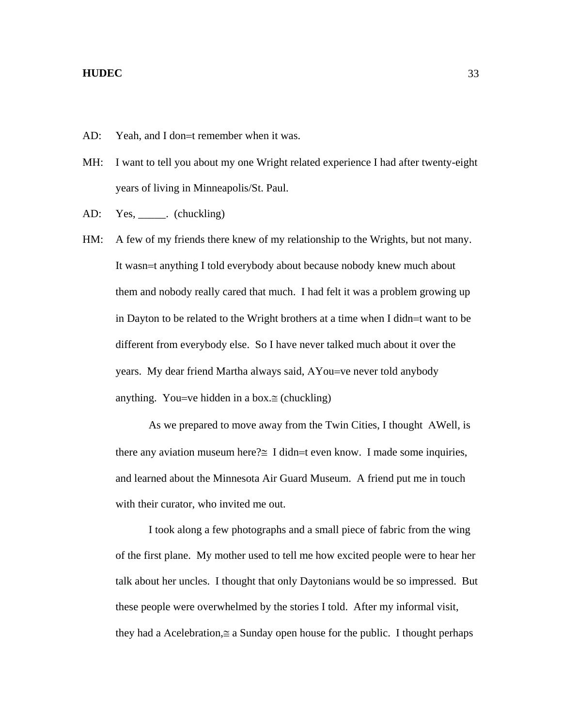AD: Yeah, and I don=t remember when it was.

MH: I want to tell you about my one Wright related experience I had after twenty-eight years of living in Minneapolis/St. Paul.

AD: Yes, _____. (chuckling)

HM: A few of my friends there knew of my relationship to the Wrights, but not many. It wasn=t anything I told everybody about because nobody knew much about them and nobody really cared that much. I had felt it was a problem growing up in Dayton to be related to the Wright brothers at a time when I didn=t want to be different from everybody else. So I have never talked much about it over the years. My dear friend Martha always said, AYou=ve never told anybody anything. You=ve hidden in a box.≅ (chuckling)

As we prepared to move away from the Twin Cities, I thought AWell, is there any aviation museum here?≅ I didn=t even know. I made some inquiries, and learned about the Minnesota Air Guard Museum. A friend put me in touch with their curator, who invited me out.

I took along a few photographs and a small piece of fabric from the wing of the first plane. My mother used to tell me how excited people were to hear her talk about her uncles. I thought that only Daytonians would be so impressed. But these people were overwhelmed by the stories I told. After my informal visit, they had a Acelebration,≅ a Sunday open house for the public. I thought perhaps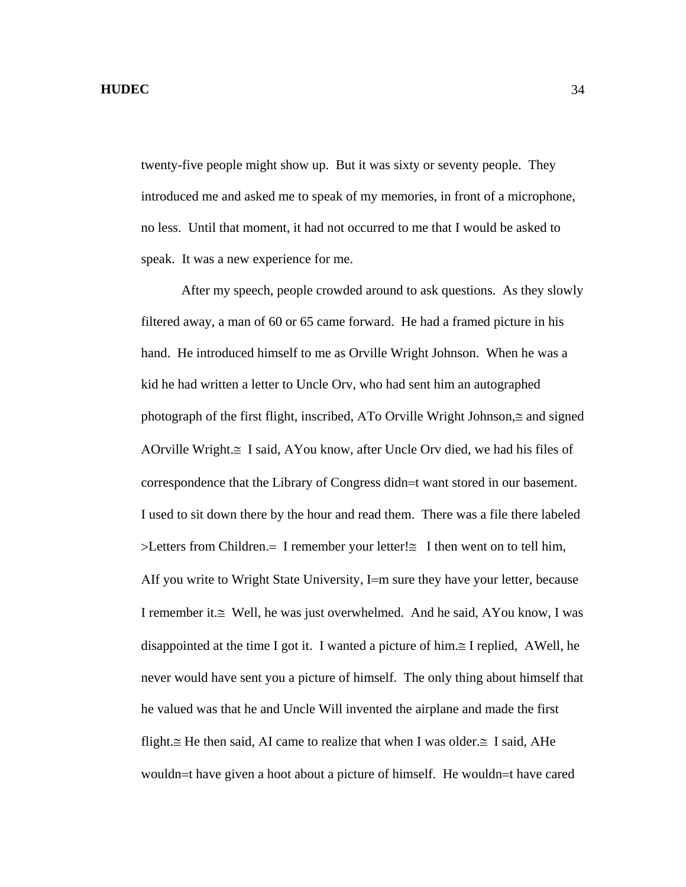twenty-five people might show up. But it was sixty or seventy people. They introduced me and asked me to speak of my memories, in front of a microphone, no less. Until that moment, it had not occurred to me that I would be asked to speak. It was a new experience for me.

After my speech, people crowded around to ask questions. As they slowly filtered away, a man of 60 or 65 came forward. He had a framed picture in his hand. He introduced himself to me as Orville Wright Johnson. When he was a kid he had written a letter to Uncle Orv, who had sent him an autographed photograph of the first flight, inscribed, ATo Orville Wright Johnson,≅ and signed AOrville Wright.≅ I said, AYou know, after Uncle Orv died, we had his files of correspondence that the Library of Congress didn=t want stored in our basement. I used to sit down there by the hour and read them. There was a file there labeled >Letters from Children.= I remember your letter!≅ I then went on to tell him, AIf you write to Wright State University, I=m sure they have your letter, because I remember it.≅ Well, he was just overwhelmed. And he said, AYou know, I was disappointed at the time I got it. I wanted a picture of him.≅ I replied, AWell, he never would have sent you a picture of himself. The only thing about himself that he valued was that he and Uncle Will invented the airplane and made the first flight.≅ He then said, AI came to realize that when I was older.≅ I said, AHe wouldn=t have given a hoot about a picture of himself. He wouldn=t have cared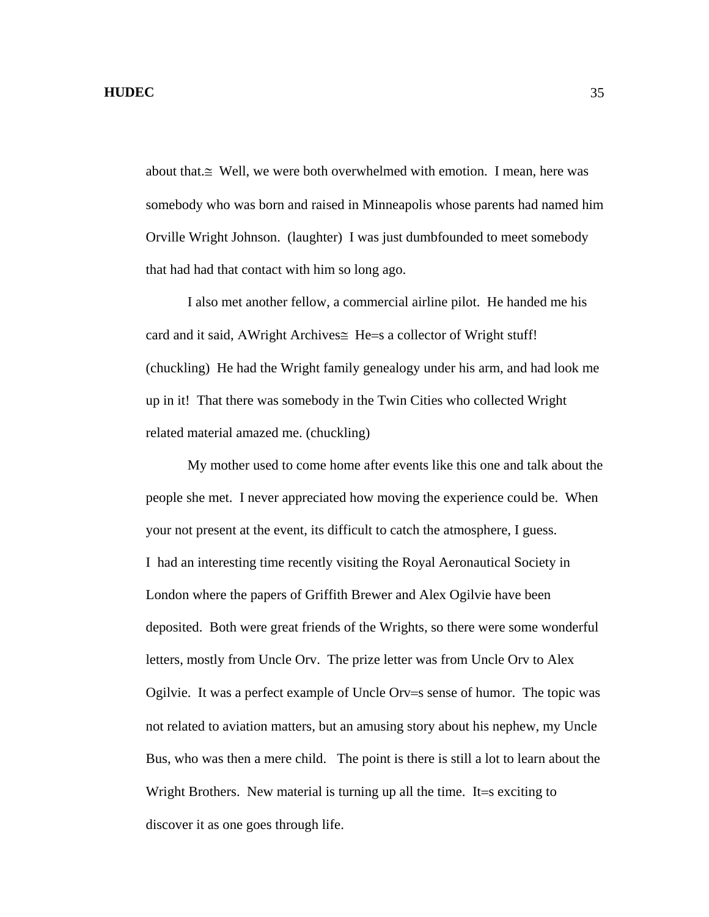about that.≅ Well, we were both overwhelmed with emotion. I mean, here was somebody who was born and raised in Minneapolis whose parents had named him Orville Wright Johnson. (laughter) I was just dumbfounded to meet somebody that had had that contact with him so long ago.

I also met another fellow, a commercial airline pilot. He handed me his card and it said, AWright Archives≅ He=s a collector of Wright stuff! (chuckling) He had the Wright family genealogy under his arm, and had look me up in it! That there was somebody in the Twin Cities who collected Wright related material amazed me. (chuckling)

My mother used to come home after events like this one and talk about the people she met. I never appreciated how moving the experience could be. When your not present at the event, its difficult to catch the atmosphere, I guess.

I had an interesting time recently visiting the Royal Aeronautical Society in London where the papers of Griffith Brewer and Alex Ogilvie have been deposited. Both were great friends of the Wrights, so there were some wonderful letters, mostly from Uncle Orv. The prize letter was from Uncle Orv to Alex Ogilvie. It was a perfect example of Uncle Orv=s sense of humor. The topic was not related to aviation matters, but an amusing story about his nephew, my Uncle Bus, who was then a mere child. The point is there is still a lot to learn about the Wright Brothers. New material is turning up all the time. It=s exciting to discover it as one goes through life.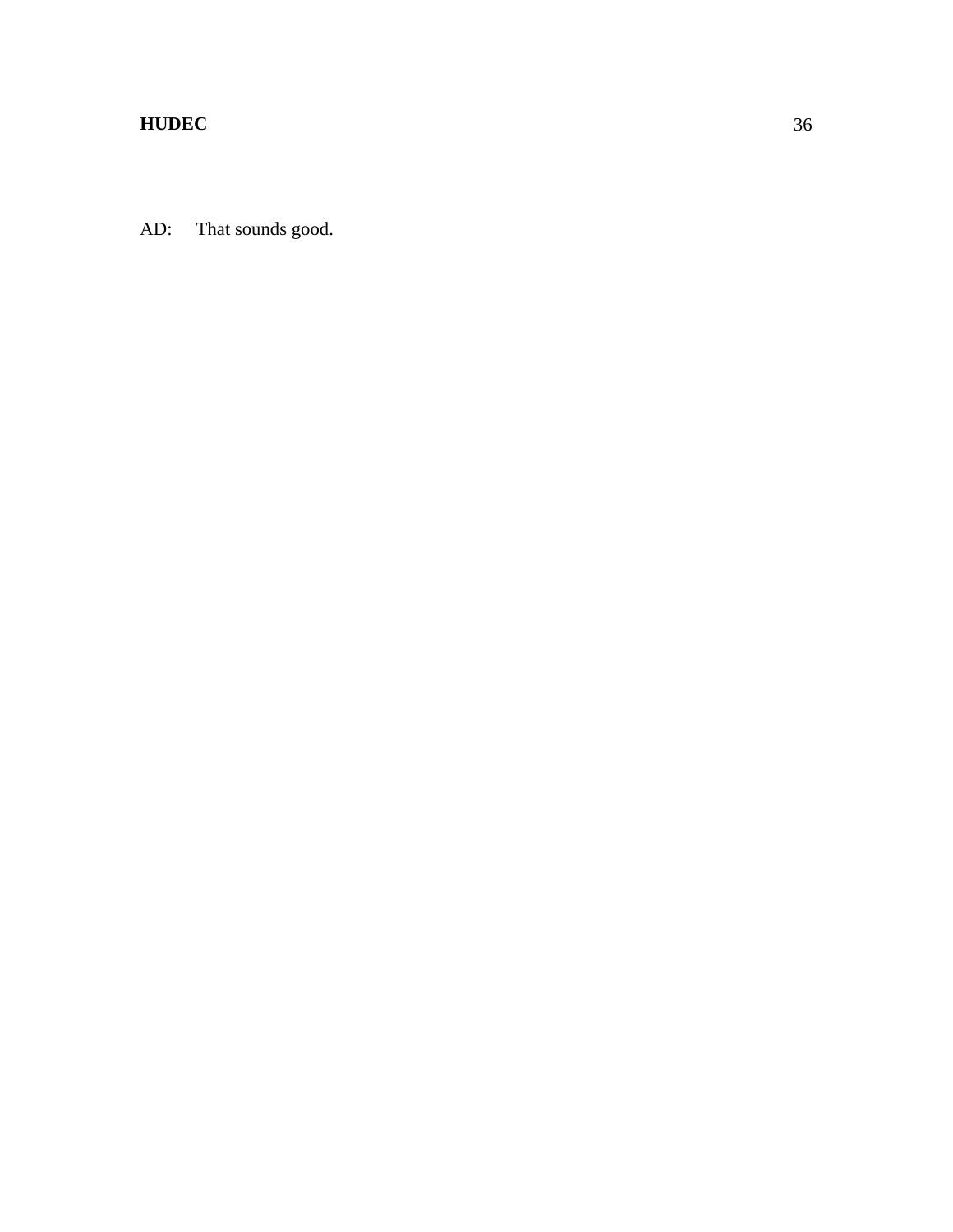AD: That sounds good.